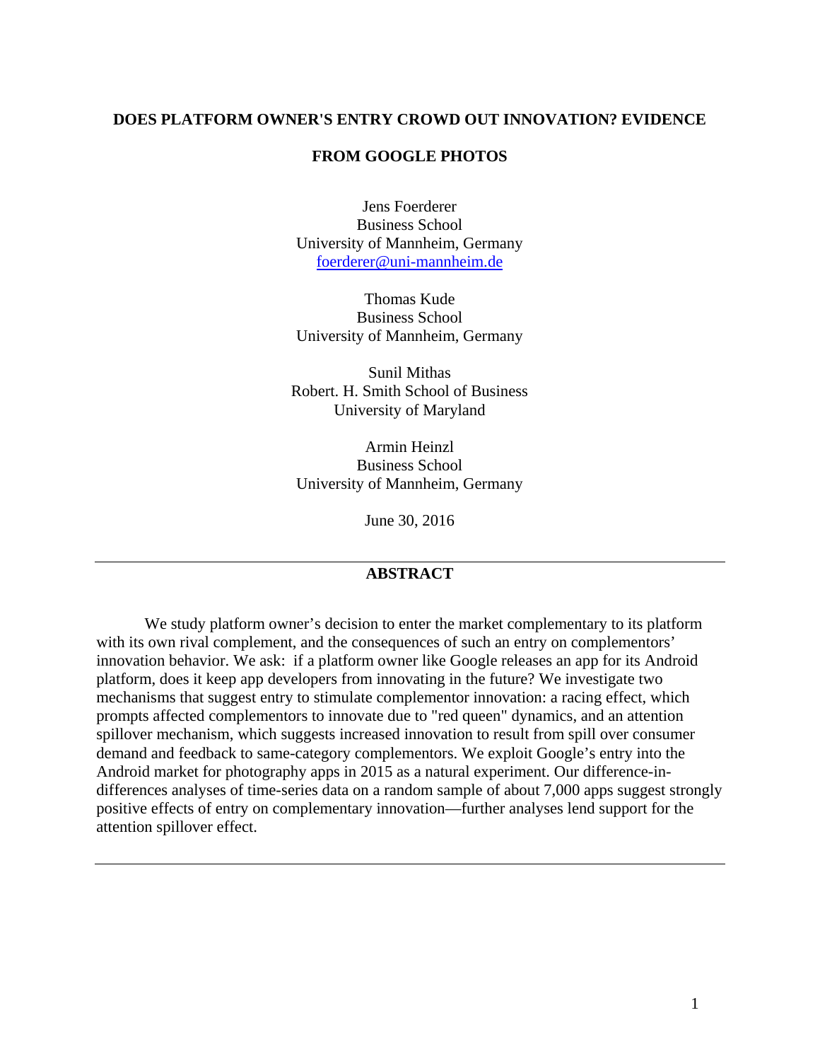# DOES PLATFORM OWNER'S ENTRY CROWD OUT INNOVATION? EVIDENCE FROM GOOGLE PHOTOS

Jens Foerderer
Business School
University of Mannheim, Germany
foerderer@uni-mannheim.de

Thomas Kude
Business School
University of Mannheim, Germany

Sunil Mithas
Robert. H. Smith School of Business
University of Maryland

Armin Heinzl
Business School
University of Mannheim, Germany

June 30, 2016

## ABSTRACT

We study platform owner's decision to enter the market complementary to its platform with its own rival complement, and the consequences of such an entry on complementors' innovation behavior. We ask: if a platform owner like Google releases an app for its Android platform, does it keep app developers from innovating in the future? We investigate two mechanisms that suggest entry to stimulate complementor innovation: a racing effect, which prompts affected complementors to innovate due to "red queen" dynamics, and an attention spillover mechanism, which suggests increased innovation to result from spill over consumer demand and feedback to same-category complementors. We exploit Google's entry into the Android market for photography apps in 2015 as a natural experiment. Our difference-in-differences analyses of time-series data on a random sample of about 7,000 apps suggest strongly positive effects of entry on complementary innovation—further analyses lend support for the attention spillover effect.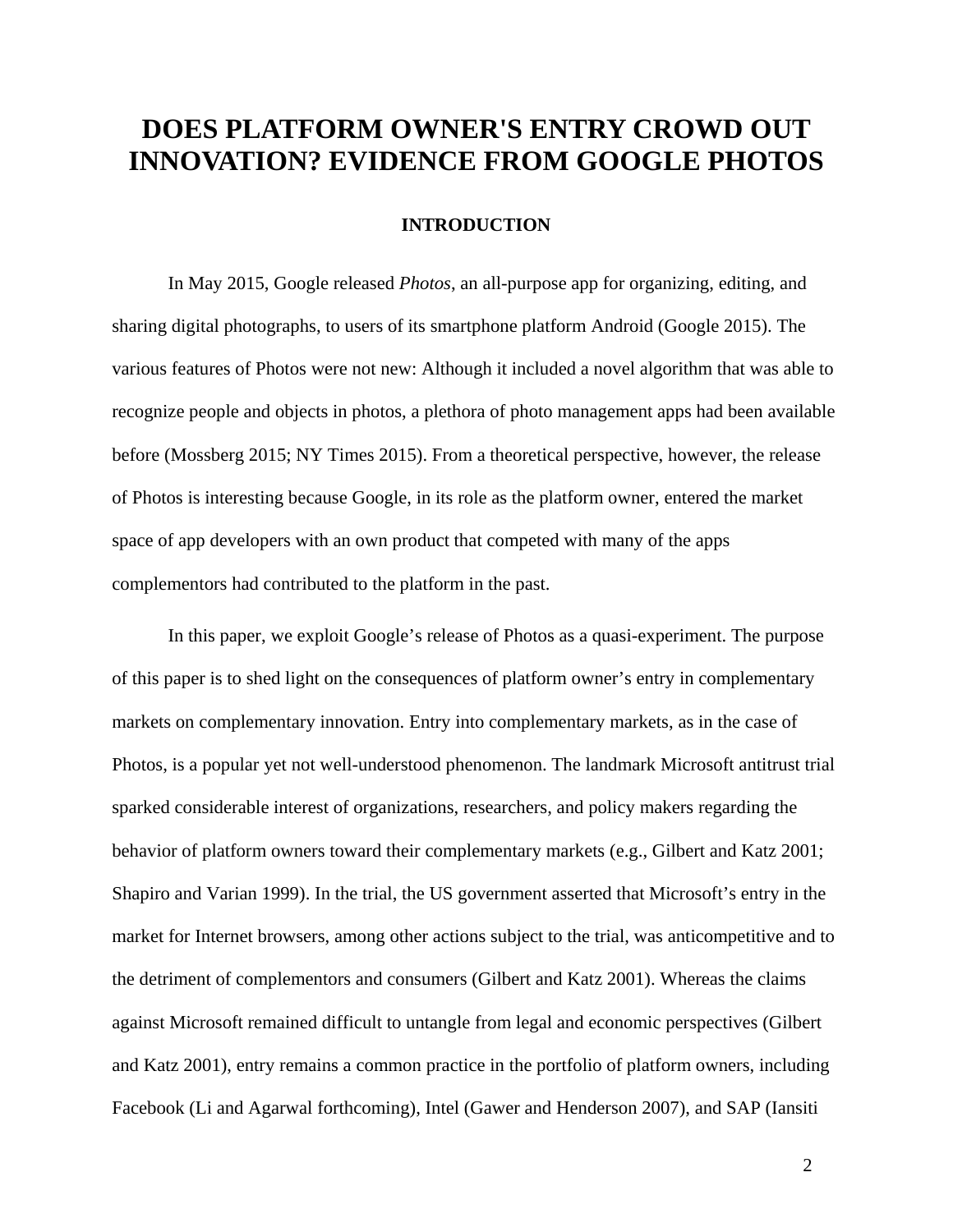# DOES PLATFORM OWNER'S ENTRY CROWD OUT INNOVATION? EVIDENCE FROM GOOGLE PHOTOS

## INTRODUCTION

In May 2015, Google released *Photos*, an all-purpose app for organizing, editing, and sharing digital photographs, to users of its smartphone platform Android (Google 2015). The various features of Photos were not new: Although it included a novel algorithm that was able to recognize people and objects in photos, a plethora of photo management apps had been available before (Mossberg 2015; NY Times 2015). From a theoretical perspective, however, the release of Photos is interesting because Google, in its role as the platform owner, entered the market space of app developers with an own product that competed with many of the apps complementors had contributed to the platform in the past.

In this paper, we exploit Google's release of Photos as a quasi-experiment. The purpose of this paper is to shed light on the consequences of platform owner's entry in complementary markets on complementary innovation. Entry into complementary markets, as in the case of Photos, is a popular yet not well-understood phenomenon. The landmark Microsoft antitrust trial sparked considerable interest of organizations, researchers, and policy makers regarding the behavior of platform owners toward their complementary markets (e.g., Gilbert and Katz 2001; Shapiro and Varian 1999). In the trial, the US government asserted that Microsoft's entry in the market for Internet browsers, among other actions subject to the trial, was anticompetitive and to the detriment of complementors and consumers (Gilbert and Katz 2001). Whereas the claims against Microsoft remained difficult to untangle from legal and economic perspectives (Gilbert and Katz 2001), entry remains a common practice in the portfolio of platform owners, including Facebook (Li and Agarwal forthcoming), Intel (Gawer and Henderson 2007), and SAP (Iansiti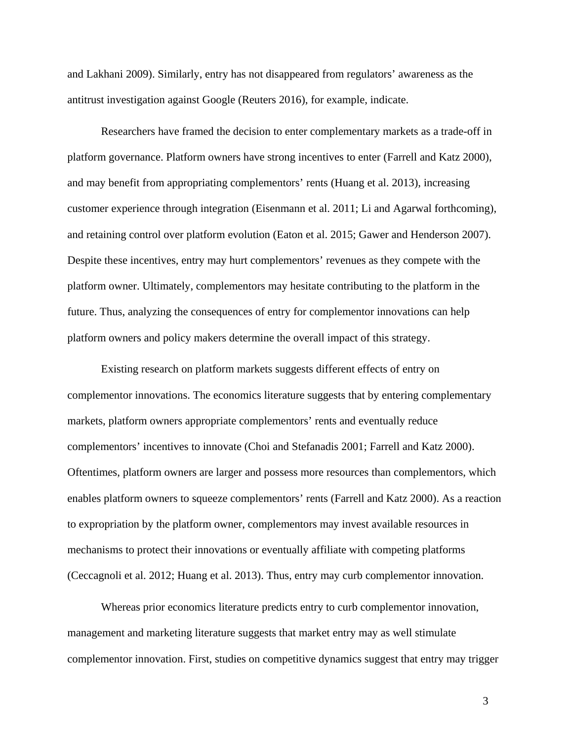and Lakhani 2009). Similarly, entry has not disappeared from regulators' awareness as the antitrust investigation against Google (Reuters 2016), for example, indicate.

Researchers have framed the decision to enter complementary markets as a trade-off in platform governance. Platform owners have strong incentives to enter (Farrell and Katz 2000), and may benefit from appropriating complementors' rents (Huang et al. 2013), increasing customer experience through integration (Eisenmann et al. 2011; Li and Agarwal forthcoming), and retaining control over platform evolution (Eaton et al. 2015; Gawer and Henderson 2007). Despite these incentives, entry may hurt complementors' revenues as they compete with the platform owner. Ultimately, complementors may hesitate contributing to the platform in the future. Thus, analyzing the consequences of entry for complementor innovations can help platform owners and policy makers determine the overall impact of this strategy.

Existing research on platform markets suggests different effects of entry on complementor innovations. The economics literature suggests that by entering complementary markets, platform owners appropriate complementors' rents and eventually reduce complementors' incentives to innovate (Choi and Stefanadis 2001; Farrell and Katz 2000). Oftentimes, platform owners are larger and possess more resources than complementors, which enables platform owners to squeeze complementors' rents (Farrell and Katz 2000). As a reaction to expropriation by the platform owner, complementors may invest available resources in mechanisms to protect their innovations or eventually affiliate with competing platforms (Ceccagnoli et al. 2012; Huang et al. 2013). Thus, entry may curb complementor innovation.

Whereas prior economics literature predicts entry to curb complementor innovation, management and marketing literature suggests that market entry may as well stimulate complementor innovation. First, studies on competitive dynamics suggest that entry may trigger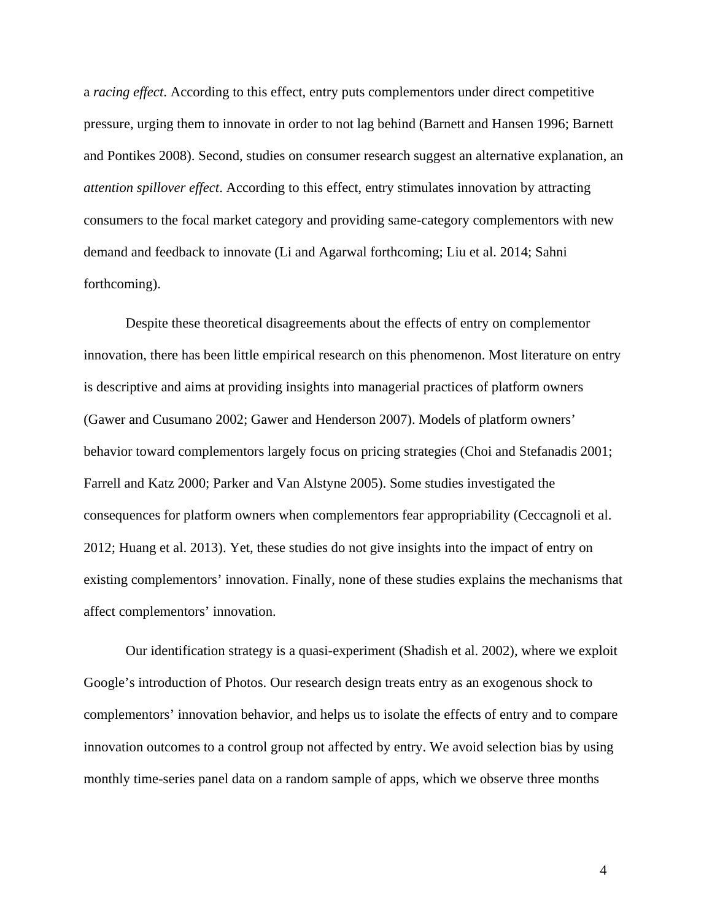a *racing effect*. According to this effect, entry puts complementors under direct competitive pressure, urging them to innovate in order to not lag behind (Barnett and Hansen 1996; Barnett and Pontikes 2008). Second, studies on consumer research suggest an alternative explanation, an *attention spillover effect*. According to this effect, entry stimulates innovation by attracting consumers to the focal market category and providing same-category complementors with new demand and feedback to innovate (Li and Agarwal forthcoming; Liu et al. 2014; Sahni forthcoming).

Despite these theoretical disagreements about the effects of entry on complementor innovation, there has been little empirical research on this phenomenon. Most literature on entry is descriptive and aims at providing insights into managerial practices of platform owners (Gawer and Cusumano 2002; Gawer and Henderson 2007). Models of platform owners' behavior toward complementors largely focus on pricing strategies (Choi and Stefanadis 2001; Farrell and Katz 2000; Parker and Van Alstyne 2005). Some studies investigated the consequences for platform owners when complementors fear appropriability (Ceccagnoli et al. 2012; Huang et al. 2013). Yet, these studies do not give insights into the impact of entry on existing complementors' innovation. Finally, none of these studies explains the mechanisms that affect complementors' innovation.

Our identification strategy is a quasi-experiment (Shadish et al. 2002), where we exploit Google's introduction of Photos. Our research design treats entry as an exogenous shock to complementors' innovation behavior, and helps us to isolate the effects of entry and to compare innovation outcomes to a control group not affected by entry. We avoid selection bias by using monthly time-series panel data on a random sample of apps, which we observe three months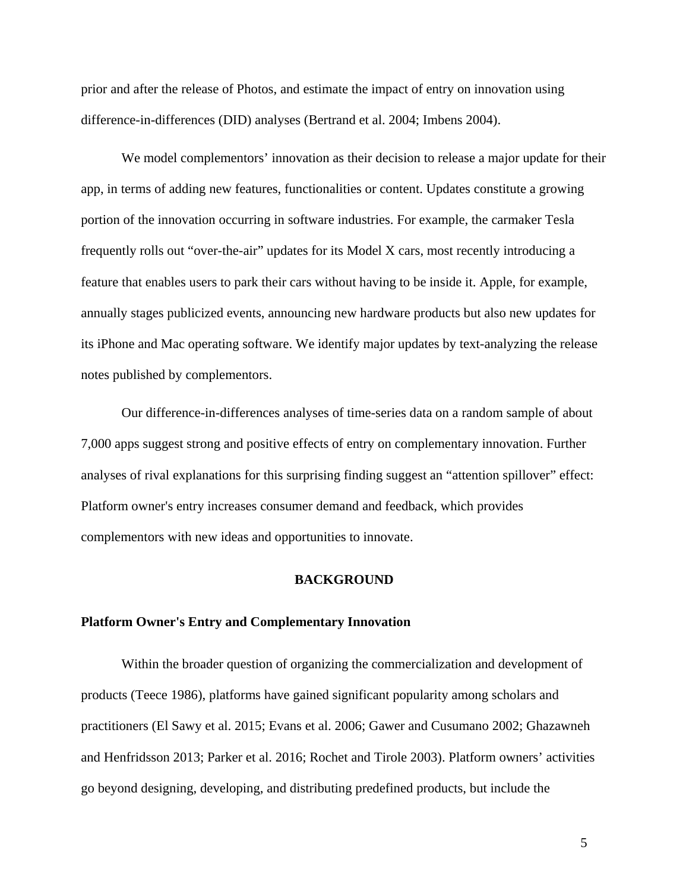prior and after the release of Photos, and estimate the impact of entry on innovation using difference-in-differences (DID) analyses (Bertrand et al. 2004; Imbens 2004).

We model complementors' innovation as their decision to release a major update for their app, in terms of adding new features, functionalities or content. Updates constitute a growing portion of the innovation occurring in software industries. For example, the carmaker Tesla frequently rolls out "over-the-air" updates for its Model X cars, most recently introducing a feature that enables users to park their cars without having to be inside it. Apple, for example, annually stages publicized events, announcing new hardware products but also new updates for its iPhone and Mac operating software. We identify major updates by text-analyzing the release notes published by complementors.

Our difference-in-differences analyses of time-series data on a random sample of about 7,000 apps suggest strong and positive effects of entry on complementary innovation. Further analyses of rival explanations for this surprising finding suggest an "attention spillover" effect: Platform owner's entry increases consumer demand and feedback, which provides complementors with new ideas and opportunities to innovate.

## BACKGROUND

### Platform Owner's Entry and Complementary Innovation

Within the broader question of organizing the commercialization and development of products (Teece 1986), platforms have gained significant popularity among scholars and practitioners (El Sawy et al. 2015; Evans et al. 2006; Gawer and Cusumano 2002; Ghazawneh and Henfridsson 2013; Parker et al. 2016; Rochet and Tirole 2003). Platform owners' activities go beyond designing, developing, and distributing predefined products, but include the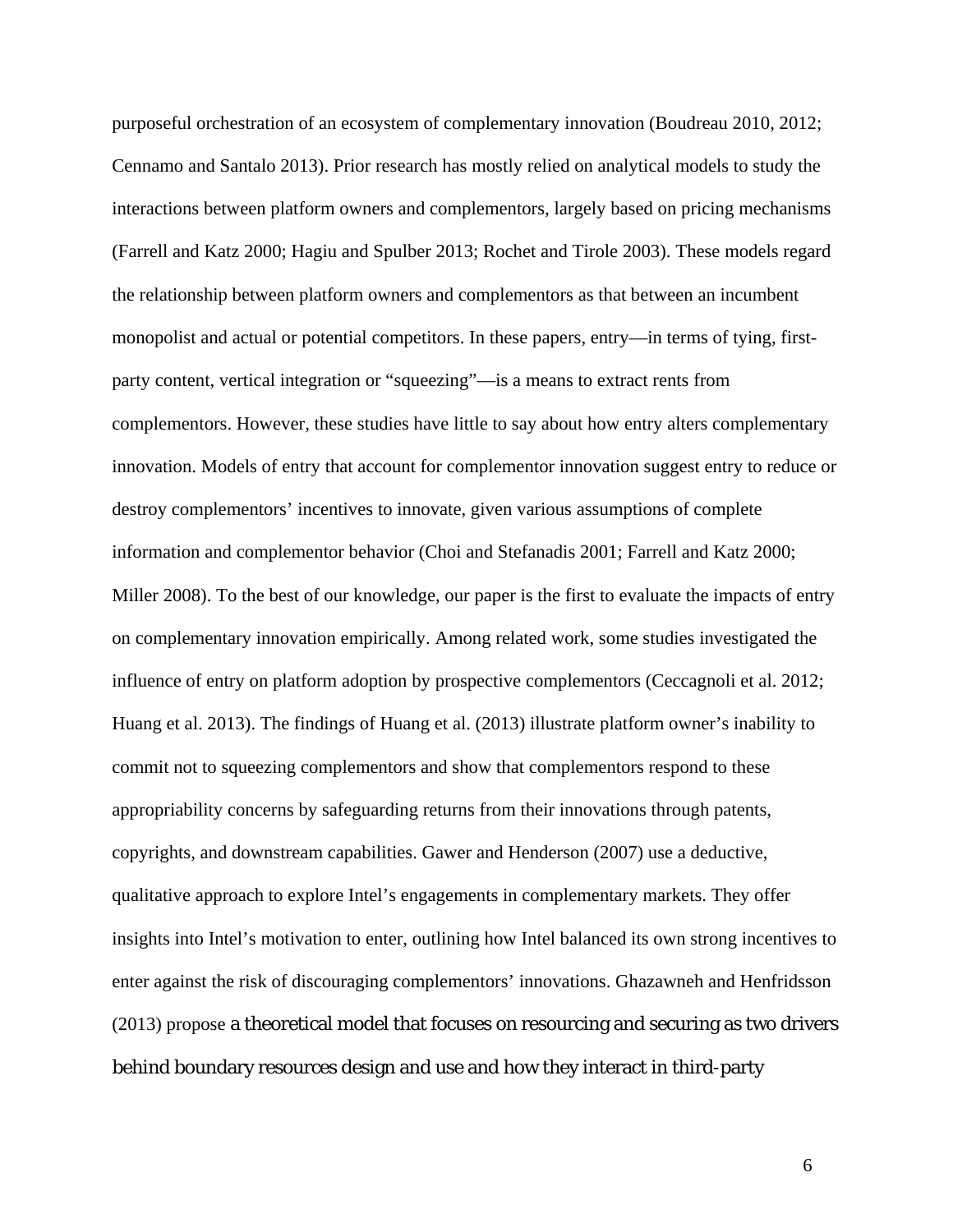purposeful orchestration of an ecosystem of complementary innovation (Boudreau 2010, 2012; Cennamo and Santalo 2013). Prior research has mostly relied on analytical models to study the interactions between platform owners and complementors, largely based on pricing mechanisms (Farrell and Katz 2000; Hagiu and Spulber 2013; Rochet and Tirole 2003). These models regard the relationship between platform owners and complementors as that between an incumbent monopolist and actual or potential competitors. In these papers, entry—in terms of tying, first-party content, vertical integration or "squeezing"—is a means to extract rents from complementors. However, these studies have little to say about how entry alters complementary innovation. Models of entry that account for complementor innovation suggest entry to reduce or destroy complementors' incentives to innovate, given various assumptions of complete information and complementor behavior (Choi and Stefanadis 2001; Farrell and Katz 2000; Miller 2008). To the best of our knowledge, our paper is the first to evaluate the impacts of entry on complementary innovation empirically. Among related work, some studies investigated the influence of entry on platform adoption by prospective complementors (Ceccagnoli et al. 2012; Huang et al. 2013). The findings of Huang et al. (2013) illustrate platform owner's inability to commit not to squeezing complementors and show that complementors respond to these appropriability concerns by safeguarding returns from their innovations through patents, copyrights, and downstream capabilities. Gawer and Henderson (2007) use a deductive, qualitative approach to explore Intel's engagements in complementary markets. They offer insights into Intel's motivation to enter, outlining how Intel balanced its own strong incentives to enter against the risk of discouraging complementors' innovations. Ghazawneh and Henfridsson (2013) propose a theoretical model that focuses on resourcing and securing as two drivers behind boundary resources design and use and how they interact in third-party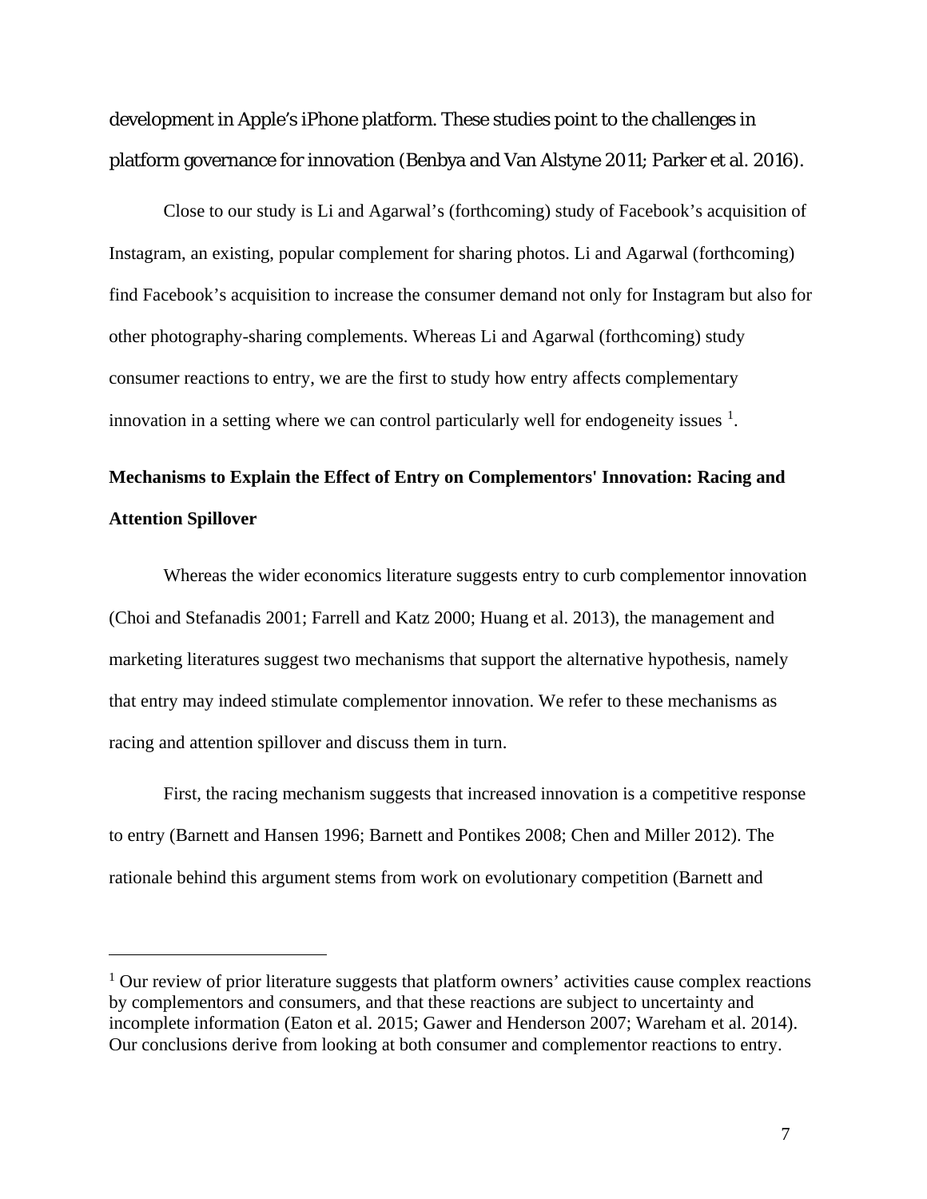development in Apple's iPhone platform. These studies point to the challenges in platform governance for innovation (Benbya and Van Alstyne 2011; Parker et al. 2016).

Close to our study is Li and Agarwal's (forthcoming) study of Facebook's acquisition of Instagram, an existing, popular complement for sharing photos. Li and Agarwal (forthcoming) find Facebook's acquisition to increase the consumer demand not only for Instagram but also for other photography-sharing complements. Whereas Li and Agarwal (forthcoming) study consumer reactions to entry, we are the first to study how entry affects complementary innovation in a setting where we can control particularly well for endogeneity issues [1].

**Mechanisms to Explain the Effect of Entry on Complementors' Innovation: Racing and Attention Spillover**

Whereas the wider economics literature suggests entry to curb complementor innovation (Choi and Stefanadis 2001; Farrell and Katz 2000; Huang et al. 2013), the management and marketing literatures suggest two mechanisms that support the alternative hypothesis, namely that entry may indeed stimulate complementor innovation. We refer to these mechanisms as racing and attention spillover and discuss them in turn.

First, the racing mechanism suggests that increased innovation is a competitive response to entry (Barnett and Hansen 1996; Barnett and Pontikes 2008; Chen and Miller 2012). The rationale behind this argument stems from work on evolutionary competition (Barnett and

[1] Our review of prior literature suggests that platform owners' activities cause complex reactions by complementors and consumers, and that these reactions are subject to uncertainty and incomplete information (Eaton et al. 2015; Gawer and Henderson 2007; Wareham et al. 2014). Our conclusions derive from looking at both consumer and complementor reactions to entry.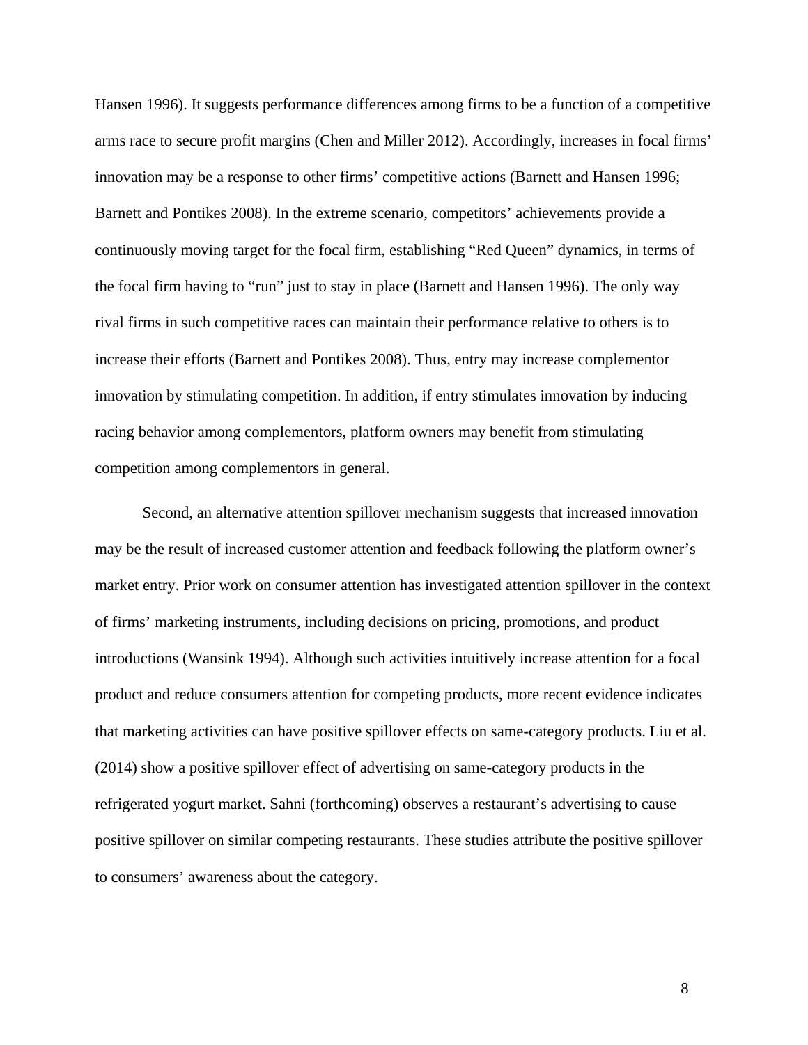Hansen 1996). It suggests performance differences among firms to be a function of a competitive arms race to secure profit margins (Chen and Miller 2012). Accordingly, increases in focal firms' innovation may be a response to other firms' competitive actions (Barnett and Hansen 1996; Barnett and Pontikes 2008). In the extreme scenario, competitors' achievements provide a continuously moving target for the focal firm, establishing "Red Queen" dynamics, in terms of the focal firm having to "run" just to stay in place (Barnett and Hansen 1996). The only way rival firms in such competitive races can maintain their performance relative to others is to increase their efforts (Barnett and Pontikes 2008). Thus, entry may increase complementor innovation by stimulating competition. In addition, if entry stimulates innovation by inducing racing behavior among complementors, platform owners may benefit from stimulating competition among complementors in general.

Second, an alternative attention spillover mechanism suggests that increased innovation may be the result of increased customer attention and feedback following the platform owner's market entry. Prior work on consumer attention has investigated attention spillover in the context of firms' marketing instruments, including decisions on pricing, promotions, and product introductions (Wansink 1994). Although such activities intuitively increase attention for a focal product and reduce consumers attention for competing products, more recent evidence indicates that marketing activities can have positive spillover effects on same-category products. Liu et al. (2014) show a positive spillover effect of advertising on same-category products in the refrigerated yogurt market. Sahni (forthcoming) observes a restaurant's advertising to cause positive spillover on similar competing restaurants. These studies attribute the positive spillover to consumers' awareness about the category.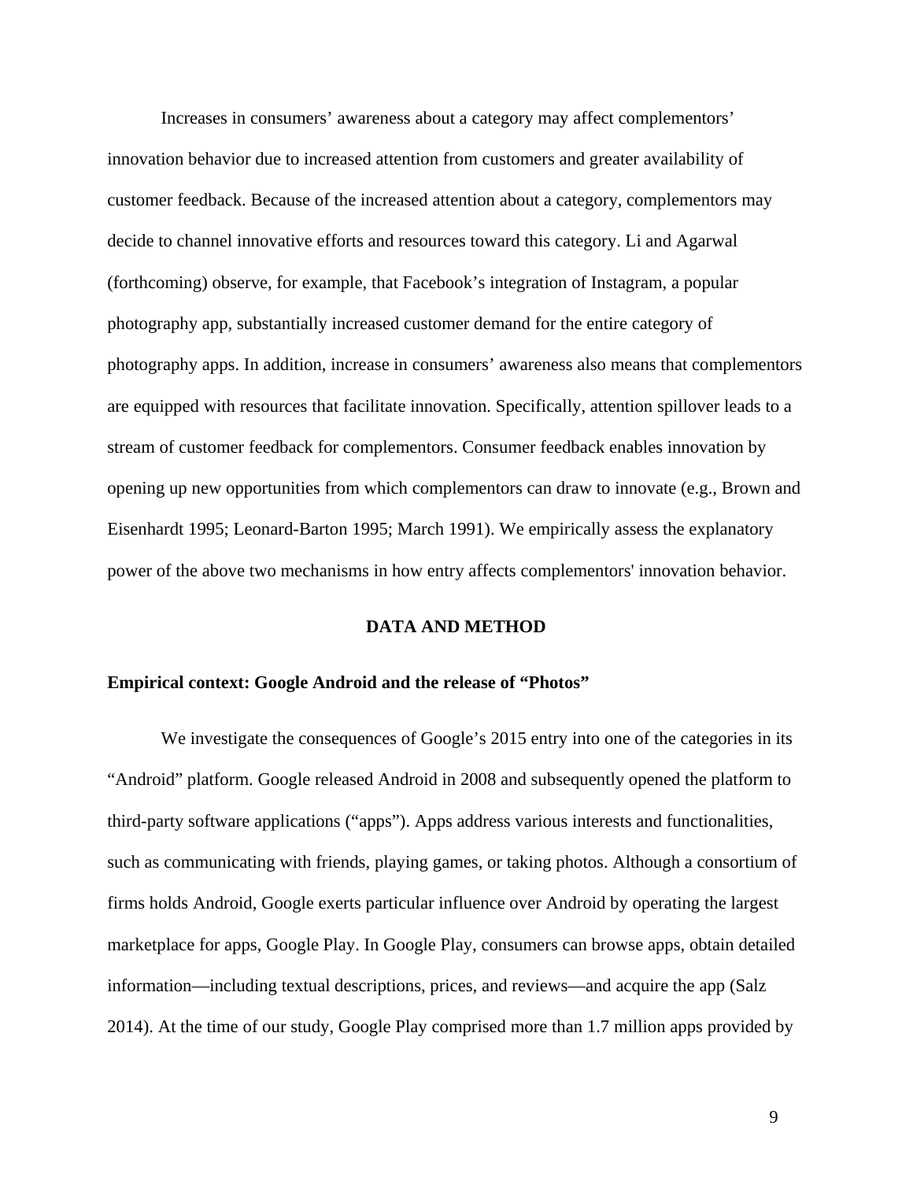Increases in consumers' awareness about a category may affect complementors' innovation behavior due to increased attention from customers and greater availability of customer feedback. Because of the increased attention about a category, complementors may decide to channel innovative efforts and resources toward this category. Li and Agarwal (forthcoming) observe, for example, that Facebook's integration of Instagram, a popular photography app, substantially increased customer demand for the entire category of photography apps. In addition, increase in consumers' awareness also means that complementors are equipped with resources that facilitate innovation. Specifically, attention spillover leads to a stream of customer feedback for complementors. Consumer feedback enables innovation by opening up new opportunities from which complementors can draw to innovate (e.g., Brown and Eisenhardt 1995; Leonard-Barton 1995; March 1991). We empirically assess the explanatory power of the above two mechanisms in how entry affects complementors' innovation behavior.

## DATA AND METHOD

### Empirical context: Google Android and the release of "Photos"

We investigate the consequences of Google's 2015 entry into one of the categories in its "Android" platform. Google released Android in 2008 and subsequently opened the platform to third-party software applications ("apps"). Apps address various interests and functionalities, such as communicating with friends, playing games, or taking photos. Although a consortium of firms holds Android, Google exerts particular influence over Android by operating the largest marketplace for apps, Google Play. In Google Play, consumers can browse apps, obtain detailed information—including textual descriptions, prices, and reviews—and acquire the app (Salz 2014). At the time of our study, Google Play comprised more than 1.7 million apps provided by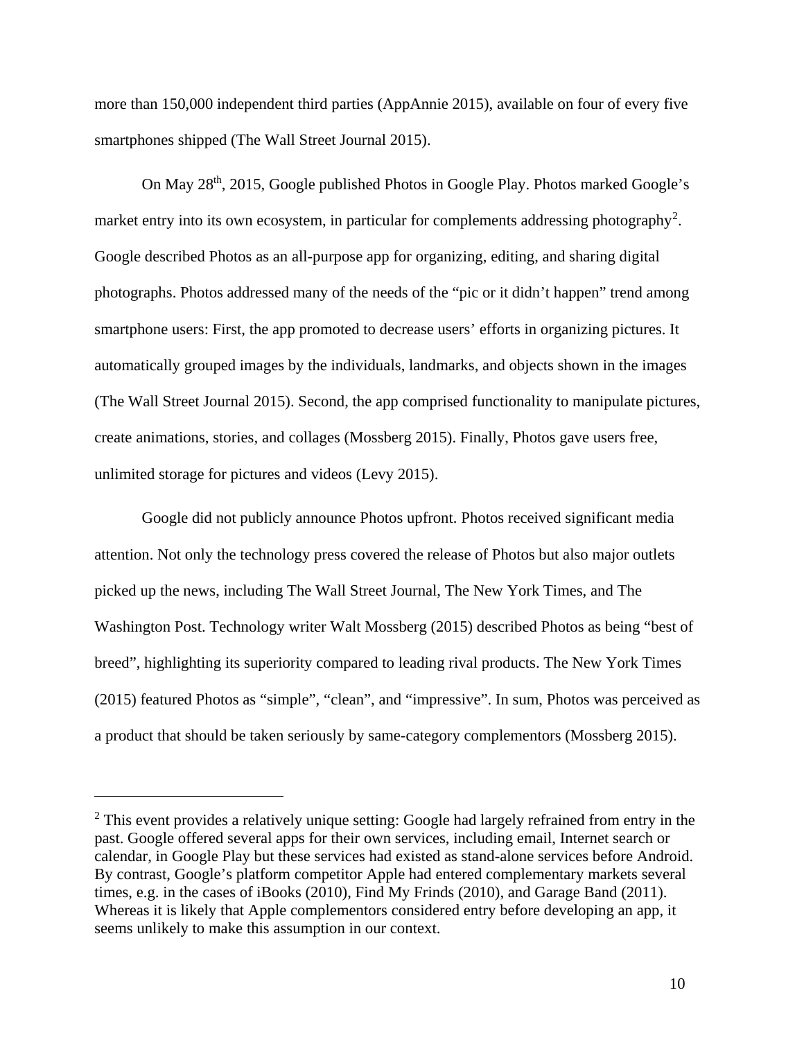more than 150,000 independent third parties (AppAnnie 2015), available on four of every five smartphones shipped (The Wall Street Journal 2015).

On May 28th, 2015, Google published Photos in Google Play. Photos marked Google's market entry into its own ecosystem, in particular for complements addressing photography[2]. Google described Photos as an all-purpose app for organizing, editing, and sharing digital photographs. Photos addressed many of the needs of the "pic or it didn't happen" trend among smartphone users: First, the app promoted to decrease users' efforts in organizing pictures. It automatically grouped images by the individuals, landmarks, and objects shown in the images (The Wall Street Journal 2015). Second, the app comprised functionality to manipulate pictures, create animations, stories, and collages (Mossberg 2015). Finally, Photos gave users free, unlimited storage for pictures and videos (Levy 2015).

Google did not publicly announce Photos upfront. Photos received significant media attention. Not only the technology press covered the release of Photos but also major outlets picked up the news, including The Wall Street Journal, The New York Times, and The Washington Post. Technology writer Walt Mossberg (2015) described Photos as being "best of breed", highlighting its superiority compared to leading rival products. The New York Times (2015) featured Photos as "simple", "clean", and "impressive". In sum, Photos was perceived as a product that should be taken seriously by same-category complementors (Mossberg 2015).

---

[2] This event provides a relatively unique setting: Google had largely refrained from entry in the past. Google offered several apps for their own services, including email, Internet search or calendar, in Google Play but these services had existed as stand-alone services before Android. By contrast, Google's platform competitor Apple had entered complementary markets several times, e.g. in the cases of iBooks (2010), Find My Frinds (2010), and Garage Band (2011). Whereas it is likely that Apple complementors considered entry before developing an app, it seems unlikely to make this assumption in our context.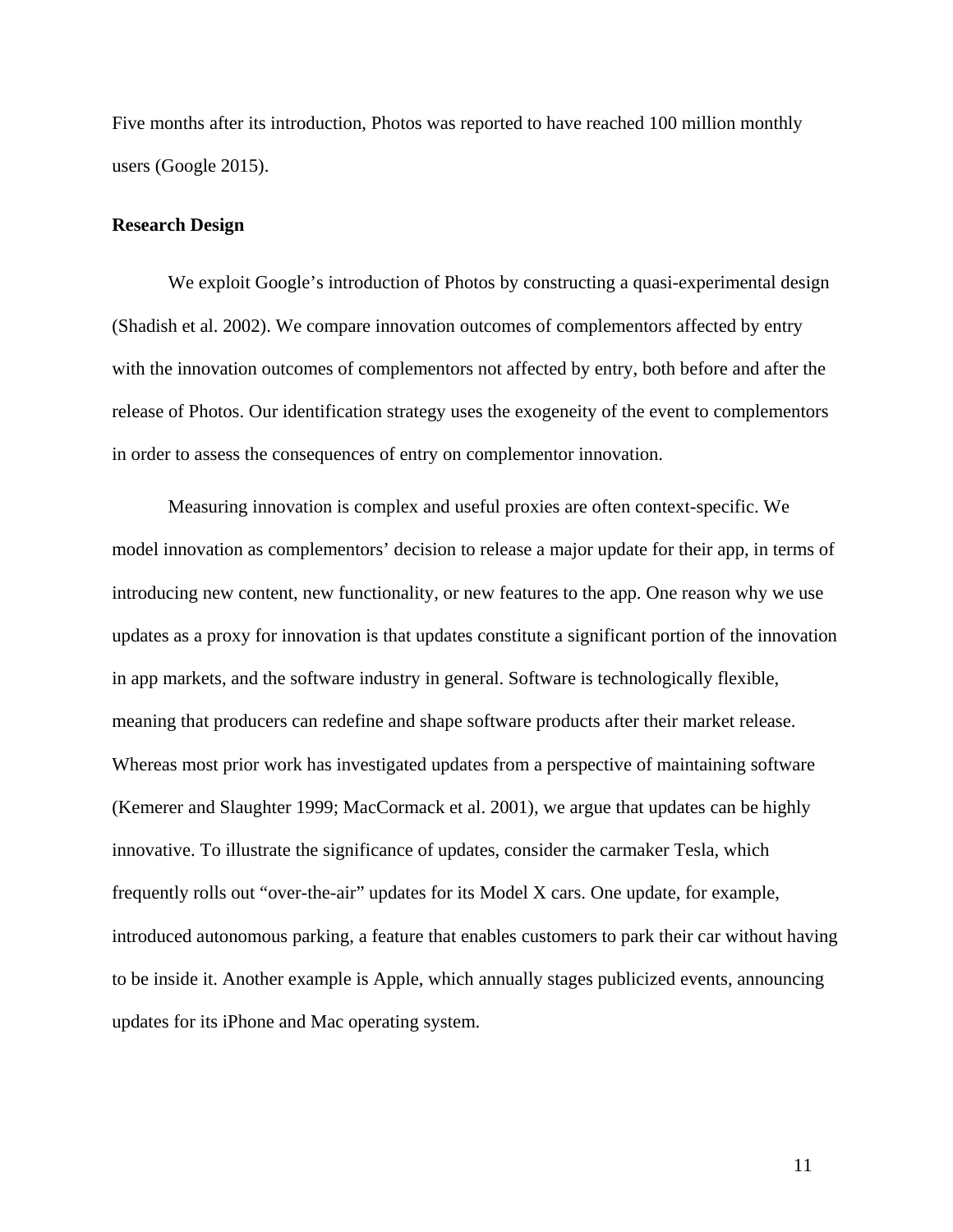Five months after its introduction, Photos was reported to have reached 100 million monthly users (Google 2015).

**Research Design**

We exploit Google's introduction of Photos by constructing a quasi-experimental design (Shadish et al. 2002). We compare innovation outcomes of complementors affected by entry with the innovation outcomes of complementors not affected by entry, both before and after the release of Photos. Our identification strategy uses the exogeneity of the event to complementors in order to assess the consequences of entry on complementor innovation.

Measuring innovation is complex and useful proxies are often context-specific. We model innovation as complementors' decision to release a major update for their app, in terms of introducing new content, new functionality, or new features to the app. One reason why we use updates as a proxy for innovation is that updates constitute a significant portion of the innovation in app markets, and the software industry in general. Software is technologically flexible, meaning that producers can redefine and shape software products after their market release. Whereas most prior work has investigated updates from a perspective of maintaining software (Kemerer and Slaughter 1999; MacCormack et al. 2001), we argue that updates can be highly innovative. To illustrate the significance of updates, consider the carmaker Tesla, which frequently rolls out "over-the-air" updates for its Model X cars. One update, for example, introduced autonomous parking, a feature that enables customers to park their car without having to be inside it. Another example is Apple, which annually stages publicized events, announcing updates for its iPhone and Mac operating system.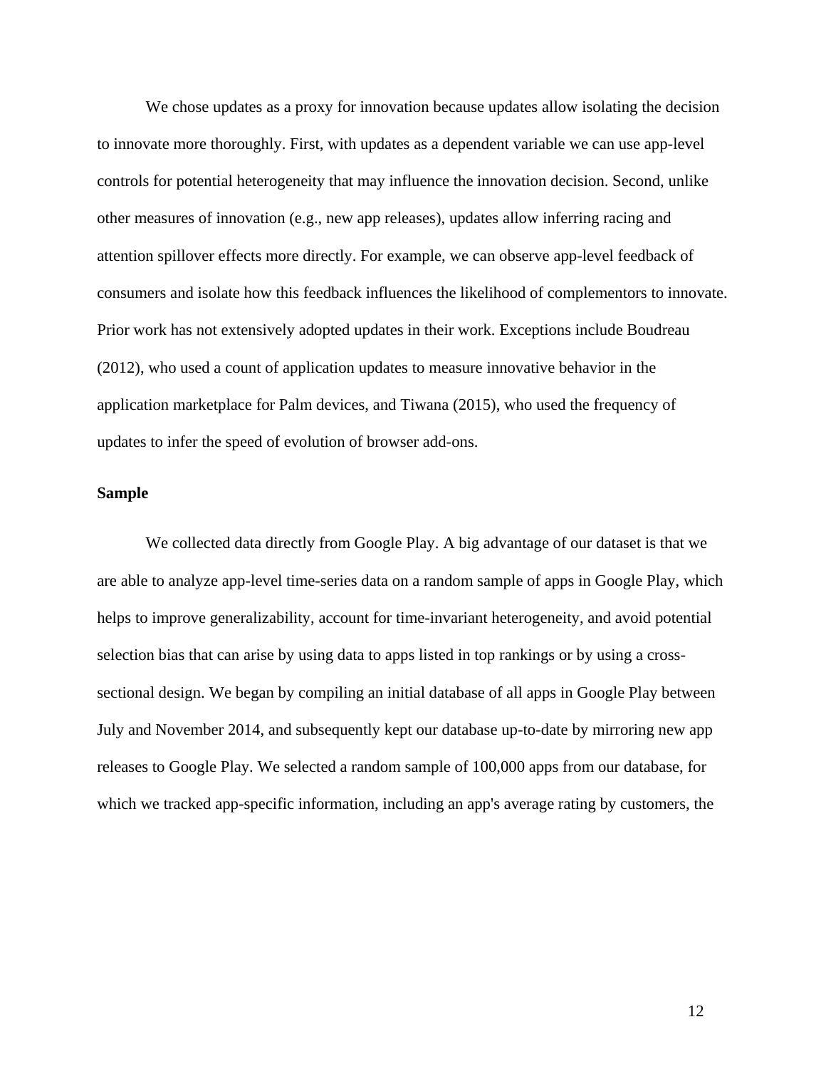We chose updates as a proxy for innovation because updates allow isolating the decision to innovate more thoroughly. First, with updates as a dependent variable we can use app-level controls for potential heterogeneity that may influence the innovation decision. Second, unlike other measures of innovation (e.g., new app releases), updates allow inferring racing and attention spillover effects more directly. For example, we can observe app-level feedback of consumers and isolate how this feedback influences the likelihood of complementors to innovate. Prior work has not extensively adopted updates in their work. Exceptions include Boudreau (2012), who used a count of application updates to measure innovative behavior in the application marketplace for Palm devices, and Tiwana (2015), who used the frequency of updates to infer the speed of evolution of browser add-ons.

**Sample**

We collected data directly from Google Play. A big advantage of our dataset is that we are able to analyze app-level time-series data on a random sample of apps in Google Play, which helps to improve generalizability, account for time-invariant heterogeneity, and avoid potential selection bias that can arise by using data to apps listed in top rankings or by using a cross-sectional design. We began by compiling an initial database of all apps in Google Play between July and November 2014, and subsequently kept our database up-to-date by mirroring new app releases to Google Play. We selected a random sample of 100,000 apps from our database, for which we tracked app-specific information, including an app's average rating by customers, the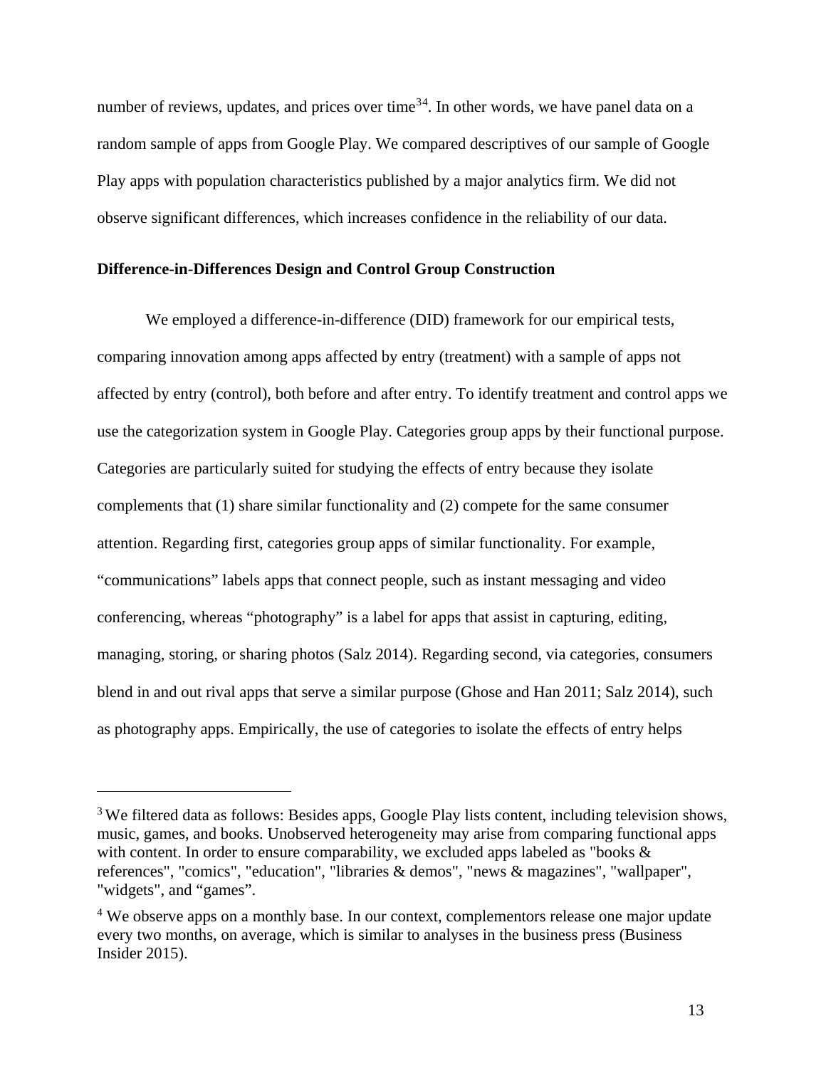number of reviews, updates, and prices over time[3,4]. In other words, we have panel data on a random sample of apps from Google Play. We compared descriptives of our sample of Google Play apps with population characteristics published by a major analytics firm. We did not observe significant differences, which increases confidence in the reliability of our data.

**Difference-in-Differences Design and Control Group Construction**

We employed a difference-in-difference (DID) framework for our empirical tests, comparing innovation among apps affected by entry (treatment) with a sample of apps not affected by entry (control), both before and after entry. To identify treatment and control apps we use the categorization system in Google Play. Categories group apps by their functional purpose. Categories are particularly suited for studying the effects of entry because they isolate complements that (1) share similar functionality and (2) compete for the same consumer attention. Regarding first, categories group apps of similar functionality. For example, "communications" labels apps that connect people, such as instant messaging and video conferencing, whereas "photography" is a label for apps that assist in capturing, editing, managing, storing, or sharing photos (Salz 2014). Regarding second, via categories, consumers blend in and out rival apps that serve a similar purpose (Ghose and Han 2011; Salz 2014), such as photography apps. Empirically, the use of categories to isolate the effects of entry helps

---

[3] We filtered data as follows: Besides apps, Google Play lists content, including television shows, music, games, and books. Unobserved heterogeneity may arise from comparing functional apps with content. In order to ensure comparability, we excluded apps labeled as "books & references", "comics", "education", "libraries & demos", "news & magazines", "wallpaper", "widgets", and "games".

[4] We observe apps on a monthly base. In our context, complementors release one major update every two months, on average, which is similar to analyses in the business press (Business Insider 2015).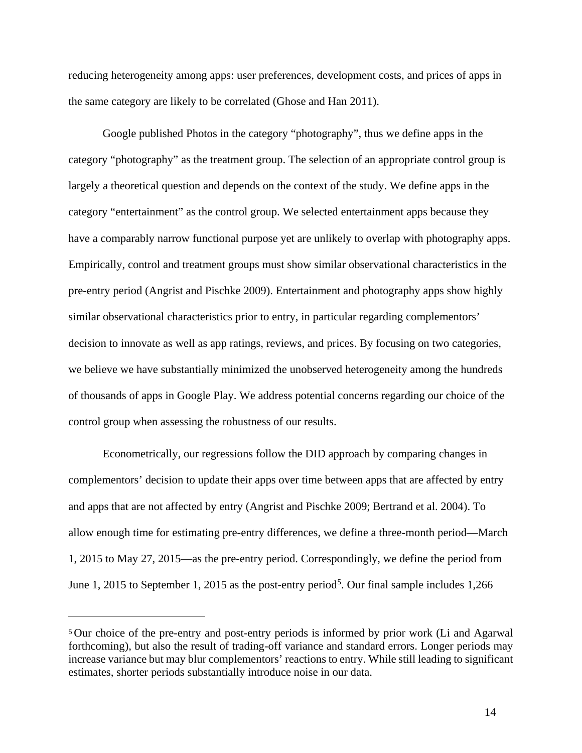reducing heterogeneity among apps: user preferences, development costs, and prices of apps in the same category are likely to be correlated (Ghose and Han 2011).

Google published Photos in the category "photography", thus we define apps in the category "photography" as the treatment group. The selection of an appropriate control group is largely a theoretical question and depends on the context of the study. We define apps in the category "entertainment" as the control group. We selected entertainment apps because they have a comparably narrow functional purpose yet are unlikely to overlap with photography apps. Empirically, control and treatment groups must show similar observational characteristics in the pre-entry period (Angrist and Pischke 2009). Entertainment and photography apps show highly similar observational characteristics prior to entry, in particular regarding complementors' decision to innovate as well as app ratings, reviews, and prices. By focusing on two categories, we believe we have substantially minimized the unobserved heterogeneity among the hundreds of thousands of apps in Google Play. We address potential concerns regarding our choice of the control group when assessing the robustness of our results.

Econometrically, our regressions follow the DID approach by comparing changes in complementors' decision to update their apps over time between apps that are affected by entry and apps that are not affected by entry (Angrist and Pischke 2009; Bertrand et al. 2004). To allow enough time for estimating pre-entry differences, we define a three-month period—March 1, 2015 to May 27, 2015—as the pre-entry period. Correspondingly, we define the period from June 1, 2015 to September 1, 2015 as the post-entry period[5]. Our final sample includes 1,266

---

[5] Our choice of the pre-entry and post-entry periods is informed by prior work (Li and Agarwal forthcoming), but also the result of trading-off variance and standard errors. Longer periods may increase variance but may blur complementors' reactions to entry. While still leading to significant estimates, shorter periods substantially introduce noise in our data.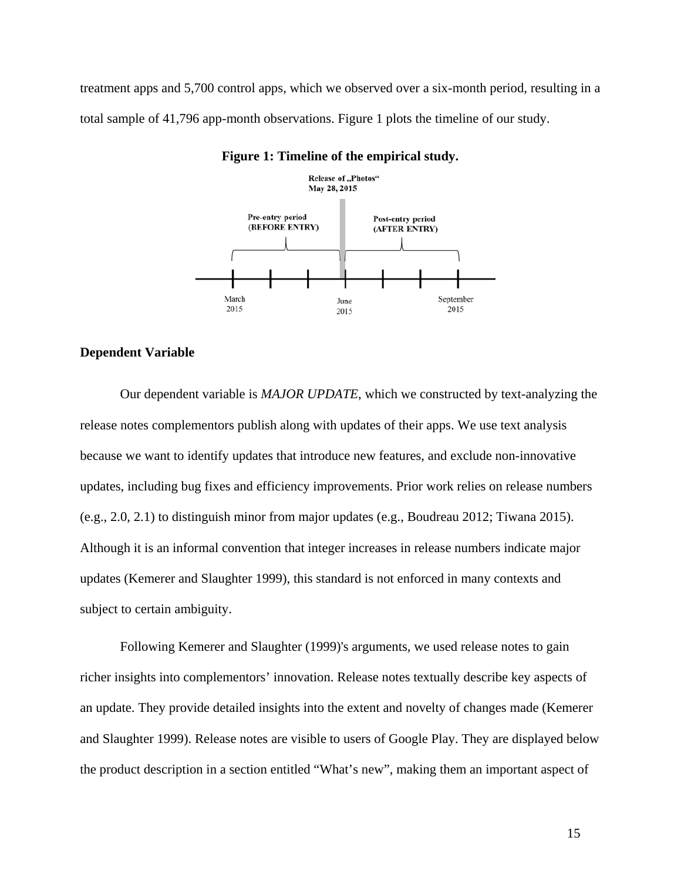treatment apps and 5,700 control apps, which we observed over a six-month period, resulting in a total sample of 41,796 app-month observations. Figure 1 plots the timeline of our study.

**Figure 1: Timeline of the empirical study.**

### Dependent Variable

Our dependent variable is *MAJOR UPDATE*, which we constructed by text-analyzing the release notes complementors publish along with updates of their apps. We use text analysis because we want to identify updates that introduce new features, and exclude non-innovative updates, including bug fixes and efficiency improvements. Prior work relies on release numbers (e.g., 2.0, 2.1) to distinguish minor from major updates (e.g., Boudreau 2012; Tiwana 2015). Although it is an informal convention that integer increases in release numbers indicate major updates (Kemerer and Slaughter 1999), this standard is not enforced in many contexts and subject to certain ambiguity.

Following Kemerer and Slaughter (1999)'s arguments, we used release notes to gain richer insights into complementors' innovation. Release notes textually describe key aspects of an update. They provide detailed insights into the extent and novelty of changes made (Kemerer and Slaughter 1999). Release notes are visible to users of Google Play. They are displayed below the product description in a section entitled "What's new", making them an important aspect of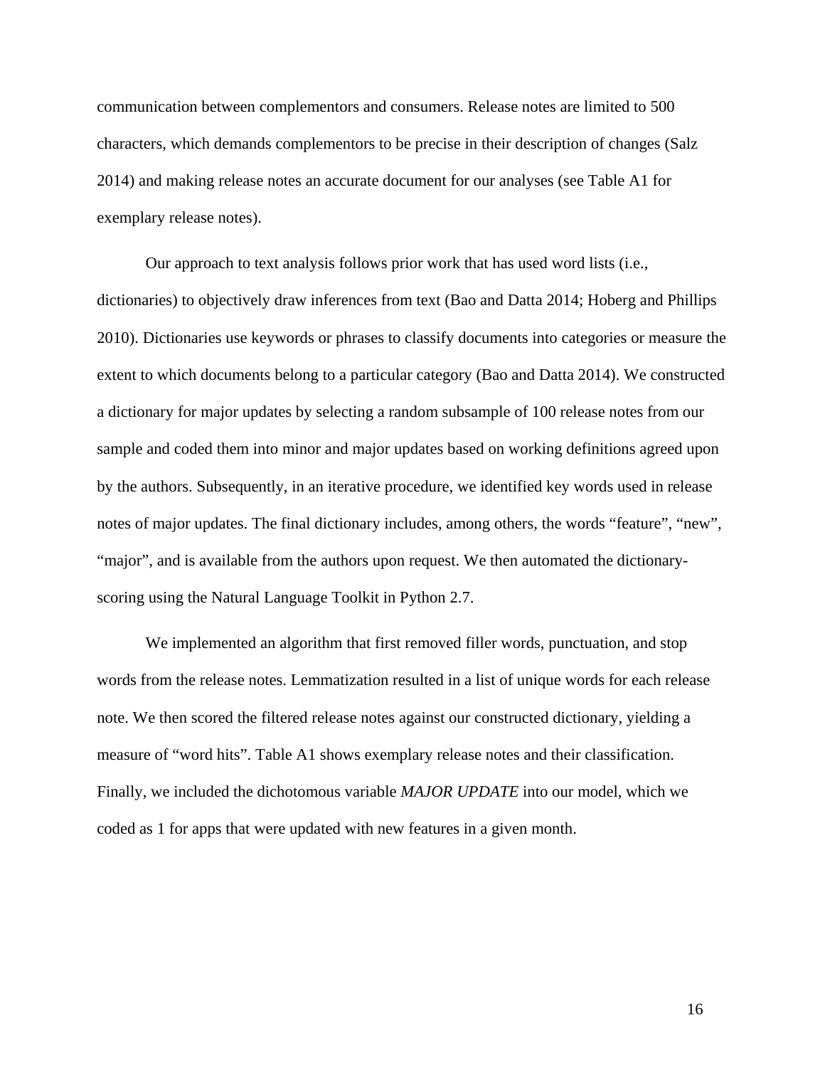communication between complementors and consumers. Release notes are limited to 500 characters, which demands complementors to be precise in their description of changes (Salz 2014) and making release notes an accurate document for our analyses (see Table A1 for exemplary release notes).

Our approach to text analysis follows prior work that has used word lists (i.e., dictionaries) to objectively draw inferences from text (Bao and Datta 2014; Hoberg and Phillips 2010). Dictionaries use keywords or phrases to classify documents into categories or measure the extent to which documents belong to a particular category (Bao and Datta 2014). We constructed a dictionary for major updates by selecting a random subsample of 100 release notes from our sample and coded them into minor and major updates based on working definitions agreed upon by the authors. Subsequently, in an iterative procedure, we identified key words used in release notes of major updates. The final dictionary includes, among others, the words "feature", "new", "major", and is available from the authors upon request. We then automated the dictionary-scoring using the Natural Language Toolkit in Python 2.7.

We implemented an algorithm that first removed filler words, punctuation, and stop words from the release notes. Lemmatization resulted in a list of unique words for each release note. We then scored the filtered release notes against our constructed dictionary, yielding a measure of "word hits". Table A1 shows exemplary release notes and their classification. Finally, we included the dichotomous variable *MAJOR UPDATE* into our model, which we coded as 1 for apps that were updated with new features in a given month.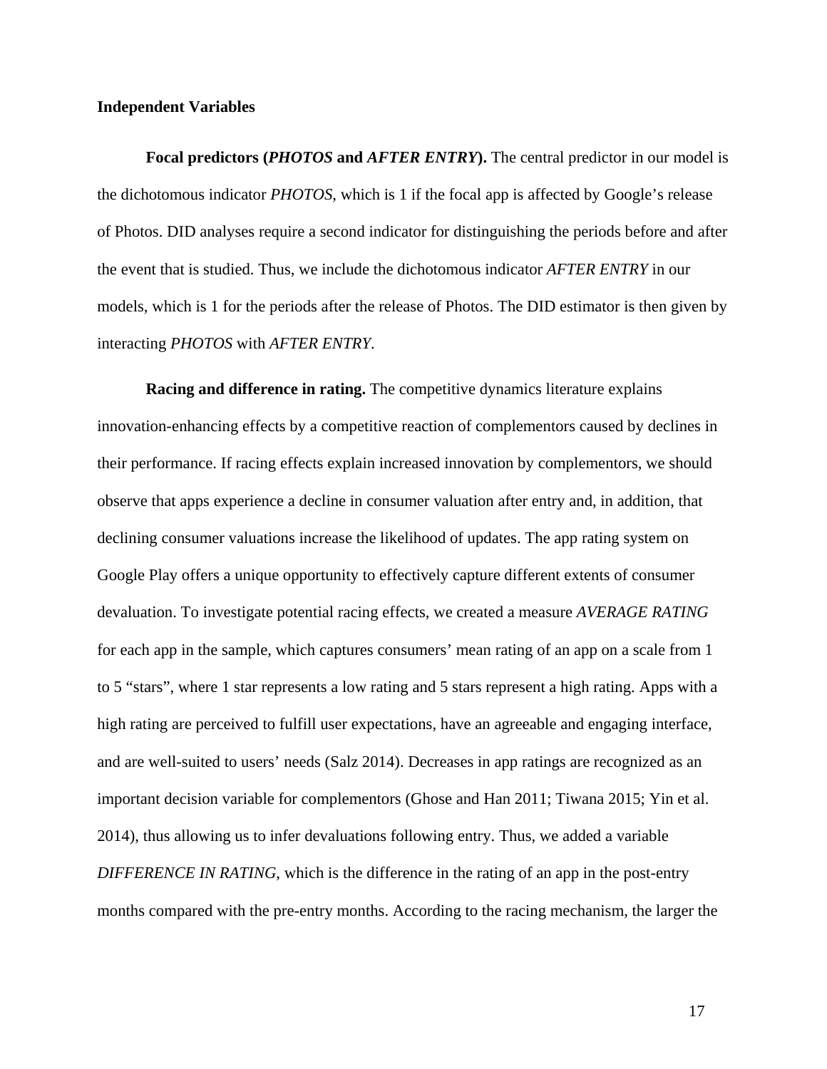### Independent Variables

**Focal predictors (*PHOTOS* and *AFTER ENTRY*).** The central predictor in our model is the dichotomous indicator *PHOTOS*, which is 1 if the focal app is affected by Google's release of Photos. DID analyses require a second indicator for distinguishing the periods before and after the event that is studied. Thus, we include the dichotomous indicator *AFTER ENTRY* in our models, which is 1 for the periods after the release of Photos. The DID estimator is then given by interacting *PHOTOS* with *AFTER ENTRY*.

**Racing and difference in rating.** The competitive dynamics literature explains innovation-enhancing effects by a competitive reaction of complementors caused by declines in their performance. If racing effects explain increased innovation by complementors, we should observe that apps experience a decline in consumer valuation after entry and, in addition, that declining consumer valuations increase the likelihood of updates. The app rating system on Google Play offers a unique opportunity to effectively capture different extents of consumer devaluation. To investigate potential racing effects, we created a measure *AVERAGE RATING* for each app in the sample, which captures consumers' mean rating of an app on a scale from 1 to 5 "stars", where 1 star represents a low rating and 5 stars represent a high rating. Apps with a high rating are perceived to fulfill user expectations, have an agreeable and engaging interface, and are well-suited to users' needs (Salz 2014). Decreases in app ratings are recognized as an important decision variable for complementors (Ghose and Han 2011; Tiwana 2015; Yin et al. 2014), thus allowing us to infer devaluations following entry. Thus, we added a variable *DIFFERENCE IN RATING*, which is the difference in the rating of an app in the post-entry months compared with the pre-entry months. According to the racing mechanism, the larger the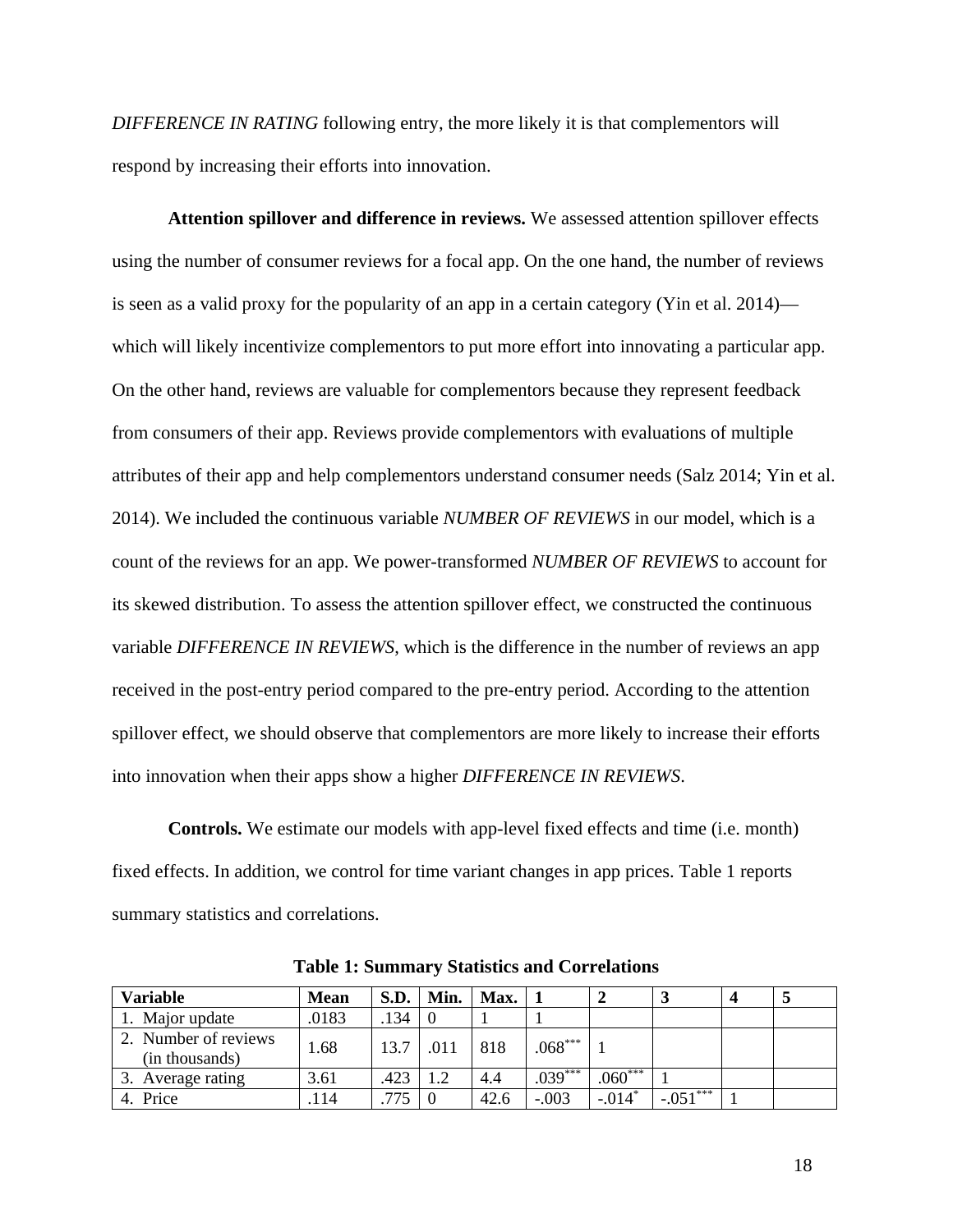*DIFFERENCE IN RATING* following entry, the more likely it is that complementors will respond by increasing their efforts into innovation.

**Attention spillover and difference in reviews.** We assessed attention spillover effects using the number of consumer reviews for a focal app. On the one hand, the number of reviews is seen as a valid proxy for the popularity of an app in a certain category (Yin et al. 2014)—which will likely incentivize complementors to put more effort into innovating a particular app. On the other hand, reviews are valuable for complementors because they represent feedback from consumers of their app. Reviews provide complementors with evaluations of multiple attributes of their app and help complementors understand consumer needs (Salz 2014; Yin et al. 2014). We included the continuous variable *NUMBER OF REVIEWS* in our model, which is a count of the reviews for an app. We power-transformed *NUMBER OF REVIEWS* to account for its skewed distribution. To assess the attention spillover effect, we constructed the continuous variable *DIFFERENCE IN REVIEWS*, which is the difference in the number of reviews an app received in the post-entry period compared to the pre-entry period. According to the attention spillover effect, we should observe that complementors are more likely to increase their efforts into innovation when their apps show a higher *DIFFERENCE IN REVIEWS*.

**Controls.** We estimate our models with app-level fixed effects and time (i.e. month) fixed effects. In addition, we control for time variant changes in app prices. Table 1 reports summary statistics and correlations.

**Table 1: Summary Statistics and Correlations**

| Variable | Mean | S.D. | Min. | Max. | 1 | 2 | 3 | 4 | 5 |
|---|---|---|---|---|---|---|---|---|---|
| 1. Major update | .0183 | .134 | 0 | 1 | 1 | | | | |
| 2. Number of reviews (in thousands) | 1.68 | 13.7 | .011 | 818 | .068*** | 1 | | | |
| 3. Average rating | 3.61 | .423 | 1.2 | 4.4 | .039*** | .060*** | 1 | | |
| 4. Price | .114 | .775 | 0 | 42.6 | -.003 | -.014* | -.051*** | 1 | |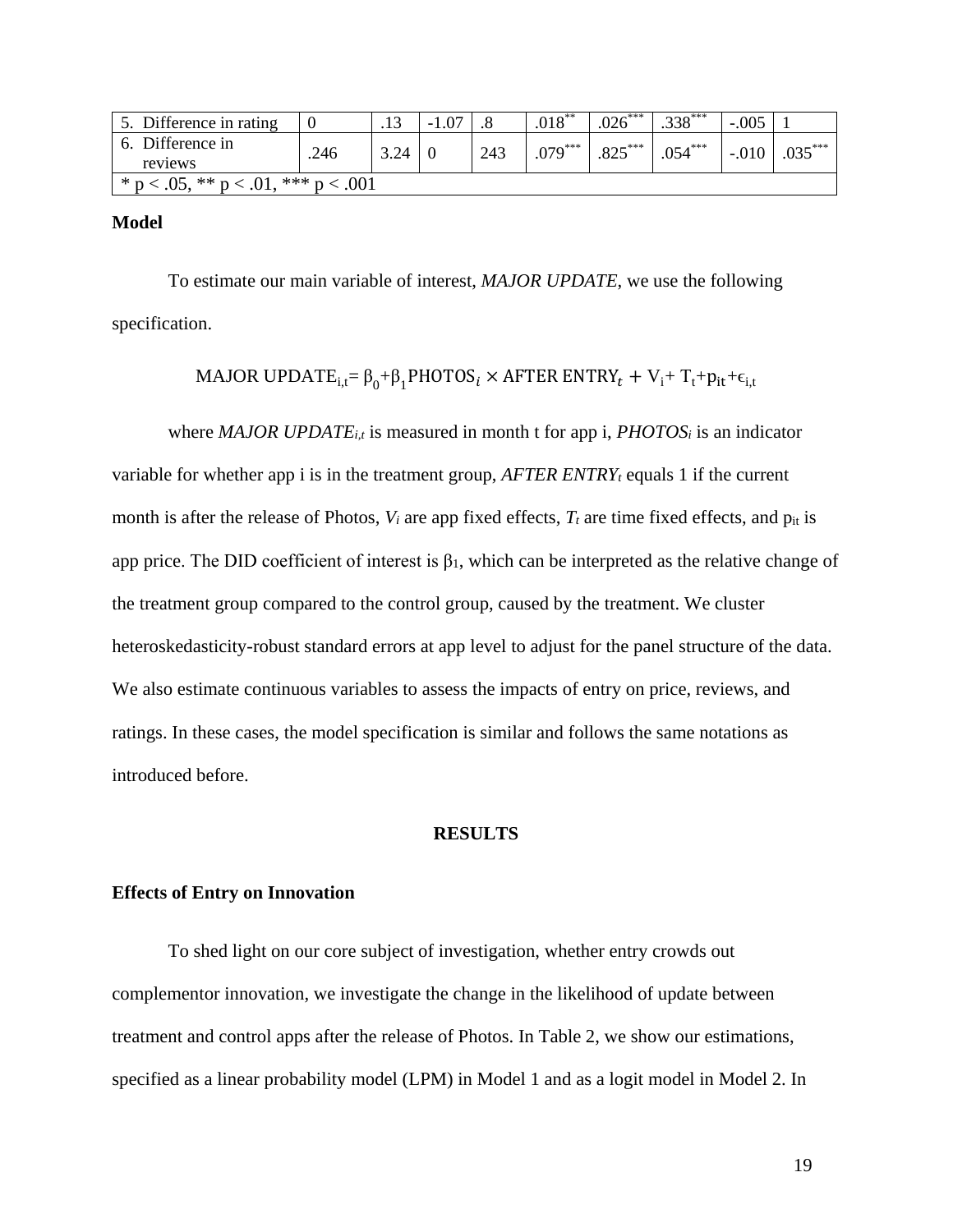| 5. Difference in rating | 0 | .13 | -1.07 | .8 | .018** | .026*** | .338*** | -.005 | 1 |
|---|---|---|---|---|---|---|---|---|---|
| 6. Difference in reviews | .246 | 3.24 | 0 | 243 | .079*** | .825*** | .054*** | -.010 | .035*** |
| * p < .05, ** p < .01, *** p < .001 | | | | | | | | | |

**Model**

To estimate our main variable of interest, *MAJOR UPDATE*, we use the following specification.

$$\text{MAJOR UPDATE}_{i,t} = \beta_0 + \beta_1 \text{PHOTOS}_i \times \text{AFTER ENTRY}_t + V_i + T_t + p_{it} + \epsilon_{i,t}$$

where $MAJOR\ UPDATE_{i,t}$ is measured in month t for app i, $PHOTOS_i$ is an indicator variable for whether app i is in the treatment group, $AFTER\ ENTRY_t$ equals 1 if the current month is after the release of Photos, $V_i$ are app fixed effects, $T_t$ are time fixed effects, and $p_{it}$ is app price. The DID coefficient of interest is $\beta_1$, which can be interpreted as the relative change of the treatment group compared to the control group, caused by the treatment. We cluster heteroskedasticity-robust standard errors at app level to adjust for the panel structure of the data. We also estimate continuous variables to assess the impacts of entry on price, reviews, and ratings. In these cases, the model specification is similar and follows the same notations as introduced before.

## RESULTS

### Effects of Entry on Innovation

To shed light on our core subject of investigation, whether entry crowds out complementor innovation, we investigate the change in the likelihood of update between treatment and control apps after the release of Photos. In Table 2, we show our estimations, specified as a linear probability model (LPM) in Model 1 and as a logit model in Model 2. In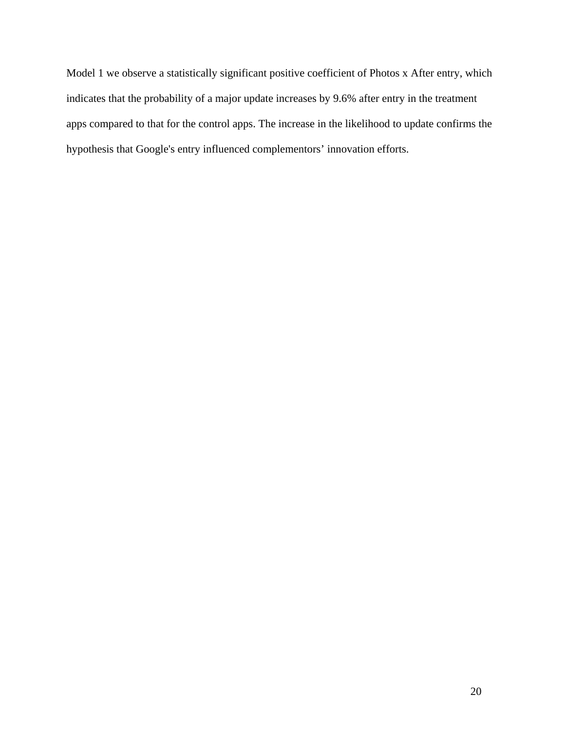Model 1 we observe a statistically significant positive coefficient of Photos x After entry, which indicates that the probability of a major update increases by 9.6% after entry in the treatment apps compared to that for the control apps. The increase in the likelihood to update confirms the hypothesis that Google's entry influenced complementors' innovation efforts.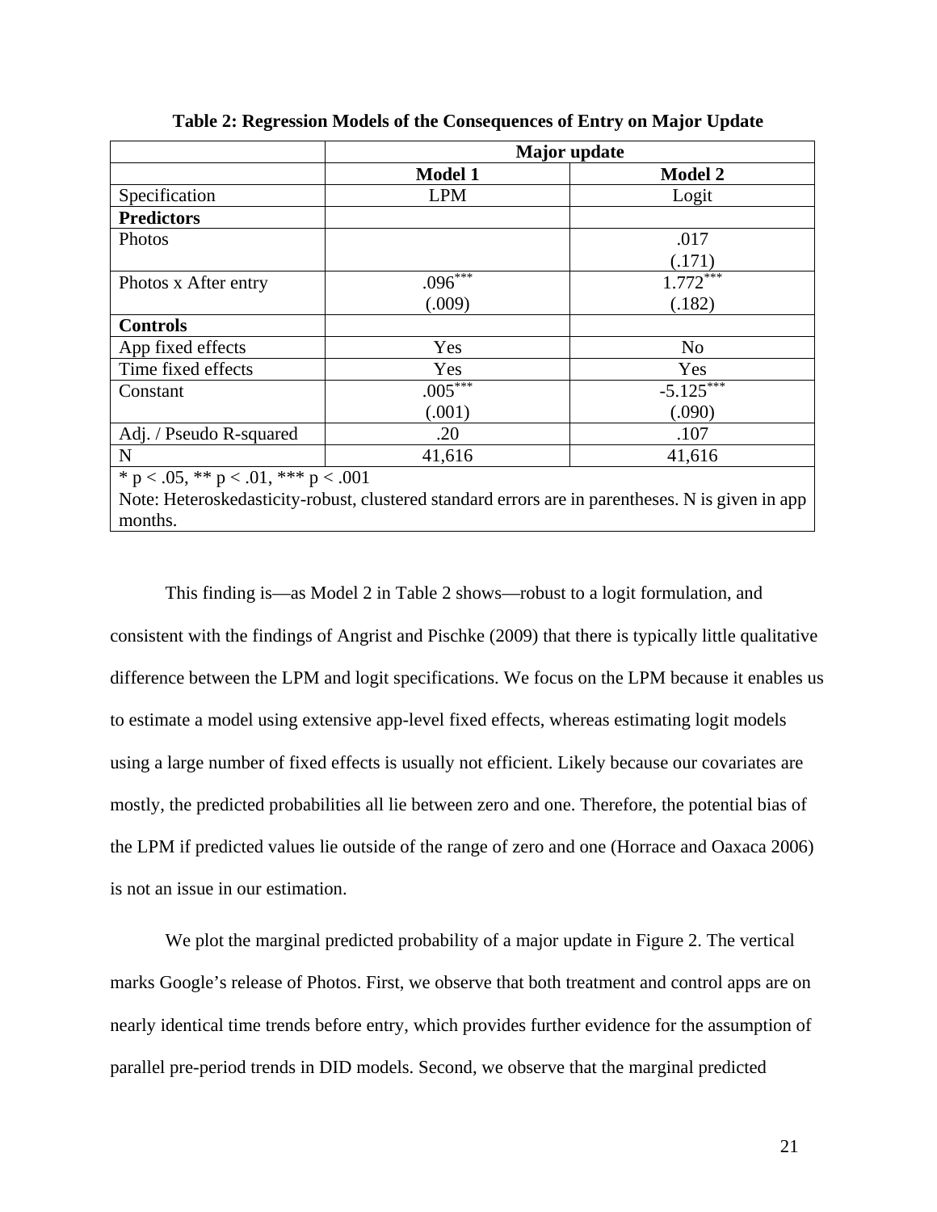**Table 2: Regression Models of the Consequences of Entry on Major Update**

| | Major update | |
|---|---|---|
| | **Model 1** | **Model 2** |
| Specification | LPM | Logit |
| **Predictors** | | |
| Photos | | .017<br>(.171) |
| Photos x After entry | .096$^{***}$<br>(.009) | 1.772$^{***}$<br>(.182) |
| **Controls** | | |
| App fixed effects | Yes | No |
| Time fixed effects | Yes | Yes |
| Constant | .005$^{***}$<br>(.001) | -5.125$^{***}$<br>(.090) |
| Adj. / Pseudo R-squared | .20 | .107 |
| N | 41,616 | 41,616 |

$^{*}$ $p < .05$, $^{**}$ $p < .01$, $^{***}$ $p < .001$
Note: Heteroskedasticity-robust, clustered standard errors are in parentheses. N is given in app months.

This finding is—as Model 2 in Table 2 shows—robust to a logit formulation, and consistent with the findings of Angrist and Pischke (2009) that there is typically little qualitative difference between the LPM and logit specifications. We focus on the LPM because it enables us to estimate a model using extensive app-level fixed effects, whereas estimating logit models using a large number of fixed effects is usually not efficient. Likely because our covariates are mostly, the predicted probabilities all lie between zero and one. Therefore, the potential bias of the LPM if predicted values lie outside of the range of zero and one (Horrace and Oaxaca 2006) is not an issue in our estimation.

We plot the marginal predicted probability of a major update in Figure 2. The vertical marks Google's release of Photos. First, we observe that both treatment and control apps are on nearly identical time trends before entry, which provides further evidence for the assumption of parallel pre-period trends in DID models. Second, we observe that the marginal predicted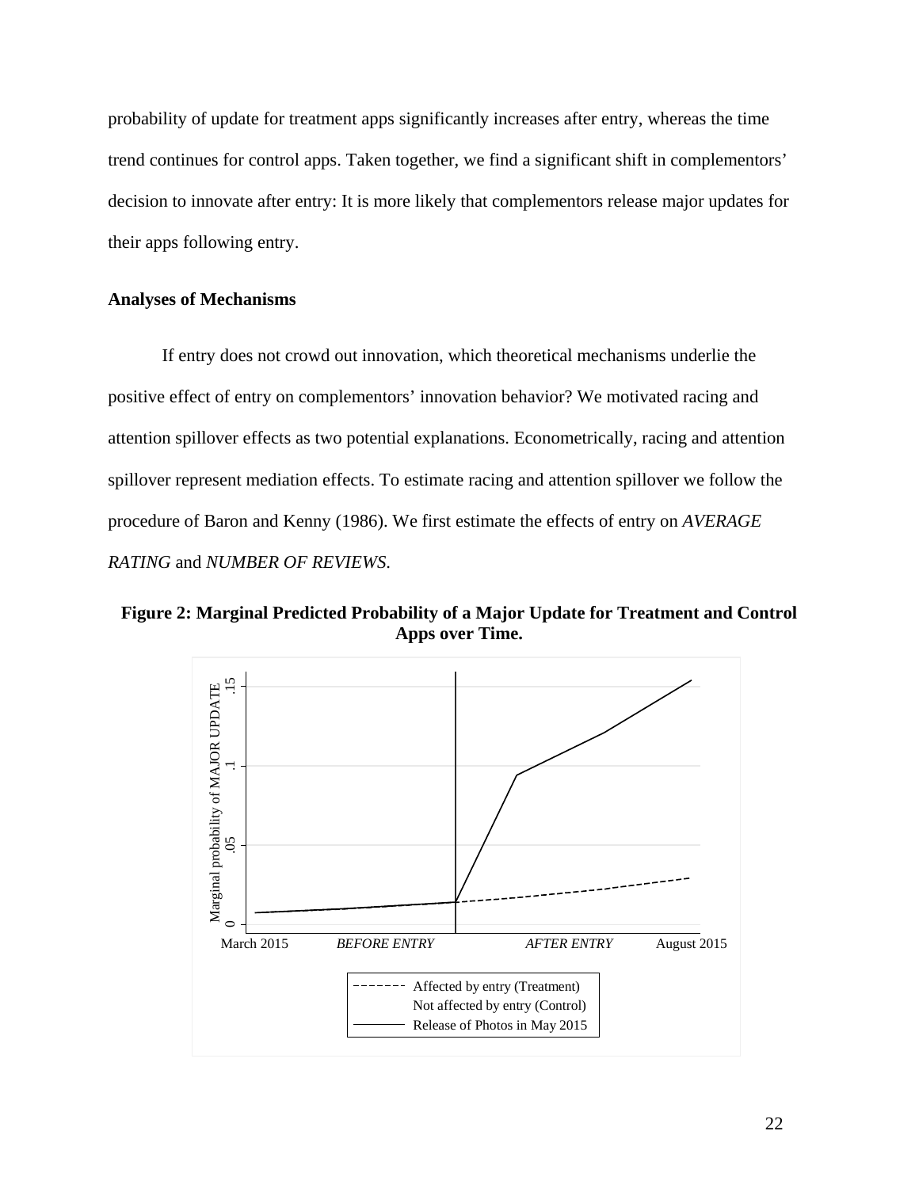probability of update for treatment apps significantly increases after entry, whereas the time trend continues for control apps. Taken together, we find a significant shift in complementors' decision to innovate after entry: It is more likely that complementors release major updates for their apps following entry.

### Analyses of Mechanisms

If entry does not crowd out innovation, which theoretical mechanisms underlie the positive effect of entry on complementors' innovation behavior? We motivated racing and attention spillover effects as two potential explanations. Econometrically, racing and attention spillover represent mediation effects. To estimate racing and attention spillover we follow the procedure of Baron and Kenny (1986). We first estimate the effects of entry on *AVERAGE RATING* and *NUMBER OF REVIEWS*.

**Figure 2: Marginal Predicted Probability of a Major Update for Treatment and Control Apps over Time.**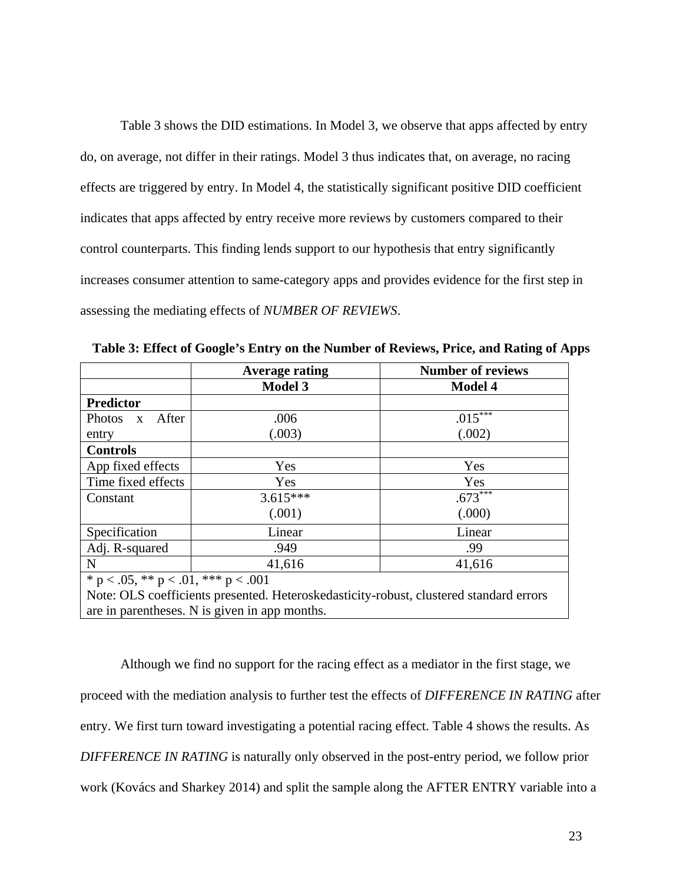Table 3 shows the DID estimations. In Model 3, we observe that apps affected by entry do, on average, not differ in their ratings. Model 3 thus indicates that, on average, no racing effects are triggered by entry. In Model 4, the statistically significant positive DID coefficient indicates that apps affected by entry receive more reviews by customers compared to their control counterparts. This finding lends support to our hypothesis that entry significantly increases consumer attention to same-category apps and provides evidence for the first step in assessing the mediating effects of *NUMBER OF REVIEWS*.

**Table 3: Effect of Google's Entry on the Number of Reviews, Price, and Rating of Apps**

| | **Average rating** | **Number of reviews** |
|---|---|---|
| | **Model 3** | **Model 4** |
| **Predictor** | | |
| Photos x After entry | .006<br>(.003) | .015***<br>(.002) |
| **Controls** | | |
| App fixed effects | Yes | Yes |
| Time fixed effects | Yes | Yes |
| Constant | 3.615***<br>(.001) | .673***<br>(.000) |
| Specification | Linear | Linear |
| Adj. R-squared | .949 | .99 |
| N | 41,616 | 41,616 |
| * p < .05, ** p < .01, *** p < .001<br>Note: OLS coefficients presented. Heteroskedasticity-robust, clustered standard errors are in parentheses. N is given in app months. | | |

Although we find no support for the racing effect as a mediator in the first stage, we proceed with the mediation analysis to further test the effects of *DIFFERENCE IN RATING* after entry. We first turn toward investigating a potential racing effect. Table 4 shows the results. As *DIFFERENCE IN RATING* is naturally only observed in the post-entry period, we follow prior work (Kovács and Sharkey 2014) and split the sample along the AFTER ENTRY variable into a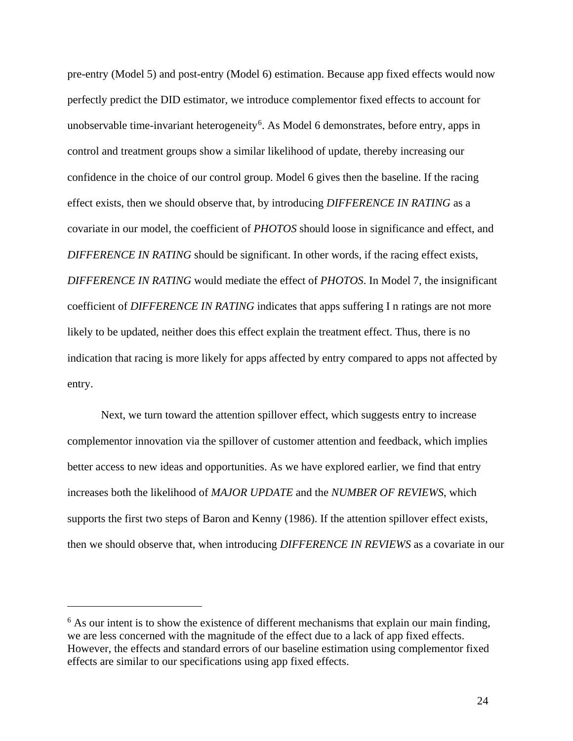pre-entry (Model 5) and post-entry (Model 6) estimation. Because app fixed effects would now perfectly predict the DID estimator, we introduce complementor fixed effects to account for unobservable time-invariant heterogeneity[6]. As Model 6 demonstrates, before entry, apps in control and treatment groups show a similar likelihood of update, thereby increasing our confidence in the choice of our control group. Model 6 gives then the baseline. If the racing effect exists, then we should observe that, by introducing *DIFFERENCE IN RATING* as a covariate in our model, the coefficient of *PHOTOS* should loose in significance and effect, and *DIFFERENCE IN RATING* should be significant. In other words, if the racing effect exists, *DIFFERENCE IN RATING* would mediate the effect of *PHOTOS*. In Model 7, the insignificant coefficient of *DIFFERENCE IN RATING* indicates that apps suffering I n ratings are not more likely to be updated, neither does this effect explain the treatment effect. Thus, there is no indication that racing is more likely for apps affected by entry compared to apps not affected by entry.

Next, we turn toward the attention spillover effect, which suggests entry to increase complementor innovation via the spillover of customer attention and feedback, which implies better access to new ideas and opportunities. As we have explored earlier, we find that entry increases both the likelihood of *MAJOR UPDATE* and the *NUMBER OF REVIEWS*, which supports the first two steps of Baron and Kenny (1986). If the attention spillover effect exists, then we should observe that, when introducing *DIFFERENCE IN REVIEWS* as a covariate in our

---

[6] As our intent is to show the existence of different mechanisms that explain our main finding, we are less concerned with the magnitude of the effect due to a lack of app fixed effects. However, the effects and standard errors of our baseline estimation using complementor fixed effects are similar to our specifications using app fixed effects.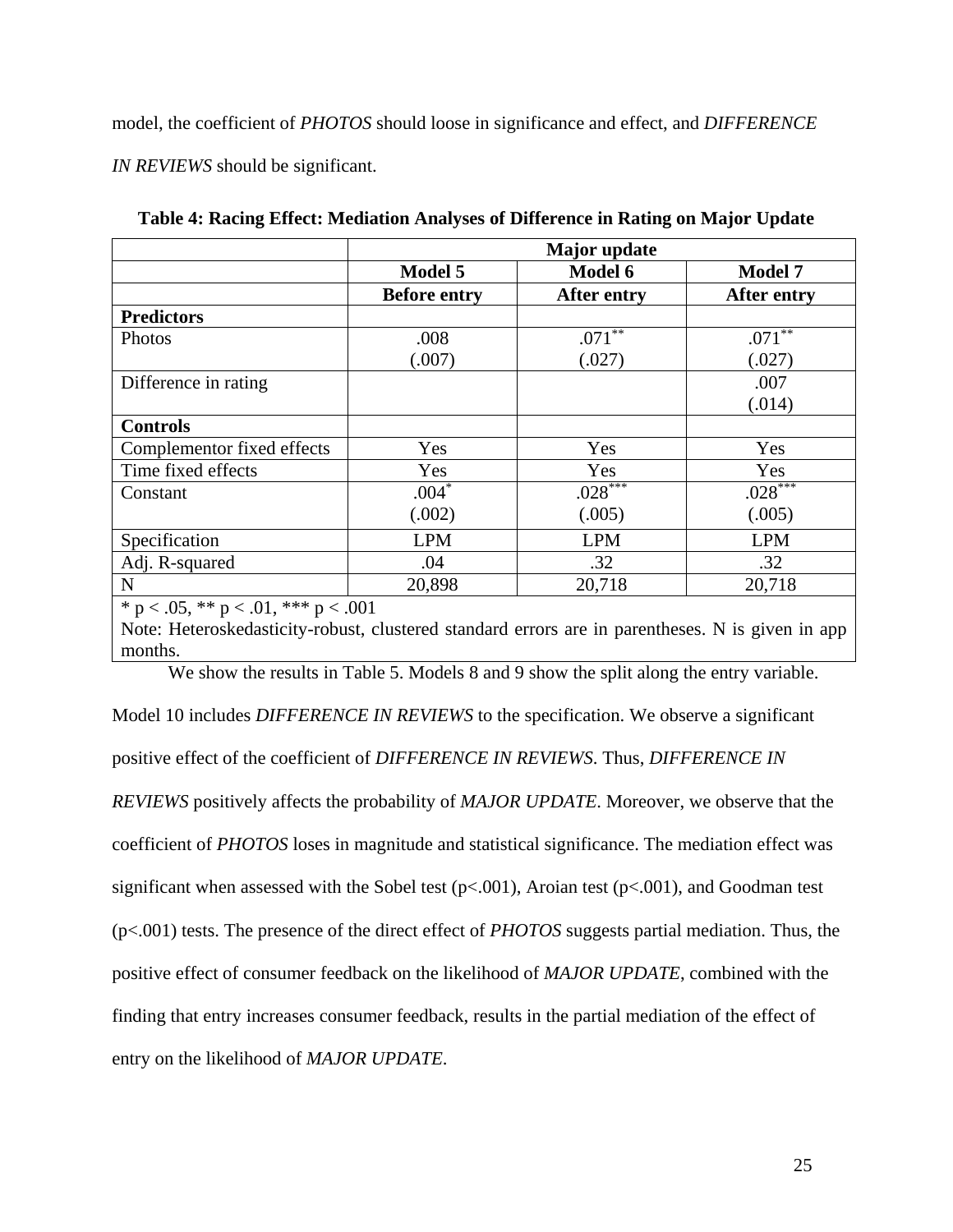model, the coefficient of *PHOTOS* should loose in significance and effect, and *DIFFERENCE IN REVIEWS* should be significant.

**Table 4: Racing Effect: Mediation Analyses of Difference in Rating on Major Update**

| | **Major update** | | |
|---|---|---|---|
| | **Model 5** | **Model 6** | **Model 7** |
| | **Before entry** | **After entry** | **After entry** |
| **Predictors** | | | |
| Photos | .008 | .071** | .071** |
| | (.007) | (.027) | (.027) |
| Difference in rating | | | .007 |
| | | | (.014) |
| **Controls** | | | |
| Complementor fixed effects | Yes | Yes | Yes |
| Time fixed effects | Yes | Yes | Yes |
| Constant | .004* | .028*** | .028*** |
| | (.002) | (.005) | (.005) |
| Specification | LPM | LPM | LPM |
| Adj. R-squared | .04 | .32 | .32 |
| N | 20,898 | 20,718 | 20,718 |

* p < .05, ** p < .01, *** p < .001

Note: Heteroskedasticity-robust, clustered standard errors are in parentheses. N is given in app months.

We show the results in Table 5. Models 8 and 9 show the split along the entry variable. Model 10 includes *DIFFERENCE IN REVIEWS* to the specification. We observe a significant positive effect of the coefficient of *DIFFERENCE IN REVIEWS*. Thus, *DIFFERENCE IN REVIEWS* positively affects the probability of *MAJOR UPDATE*. Moreover, we observe that the coefficient of *PHOTOS* loses in magnitude and statistical significance. The mediation effect was significant when assessed with the Sobel test (p<.001), Aroian test (p<.001), and Goodman test (p<.001) tests. The presence of the direct effect of *PHOTOS* suggests partial mediation. Thus, the positive effect of consumer feedback on the likelihood of *MAJOR UPDATE*, combined with the finding that entry increases consumer feedback, results in the partial mediation of the effect of entry on the likelihood of *MAJOR UPDATE*.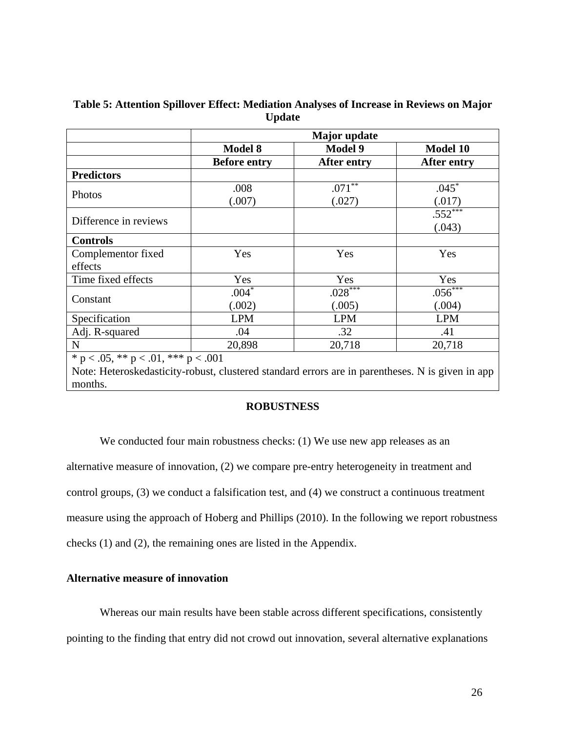**Table 5: Attention Spillover Effect: Mediation Analyses of Increase in Reviews on Major Update**

| | Major update | | |
|---|---|---|---|
| | **Model 8** | **Model 9** | **Model 10** |
| | **Before entry** | **After entry** | **After entry** |
| **Predictors** | | | |
| Photos | .008<br>(.007) | .071**<br>(.027) | .045*<br>(.017) |
| Difference in reviews | | | .552***<br>(.043) |
| **Controls** | | | |
| Complementor fixed effects | Yes | Yes | Yes |
| Time fixed effects | Yes | Yes | Yes |
| Constant | .004*<br>(.002) | .028***<br>(.005) | .056***<br>(.004) |
| Specification | LPM | LPM | LPM |
| Adj. R-squared | .04 | .32 | .41 |
| N | 20,898 | 20,718 | 20,718 |

\* p < .05, ** p < .01, *** p < .001

Note: Heteroskedasticity-robust, clustered standard errors are in parentheses. N is given in app months.

## ROBUSTNESS

We conducted four main robustness checks: (1) We use new app releases as an alternative measure of innovation, (2) we compare pre-entry heterogeneity in treatment and control groups, (3) we conduct a falsification test, and (4) we construct a continuous treatment measure using the approach of Hoberg and Phillips (2010). In the following we report robustness checks (1) and (2), the remaining ones are listed in the Appendix.

### Alternative measure of innovation

Whereas our main results have been stable across different specifications, consistently pointing to the finding that entry did not crowd out innovation, several alternative explanations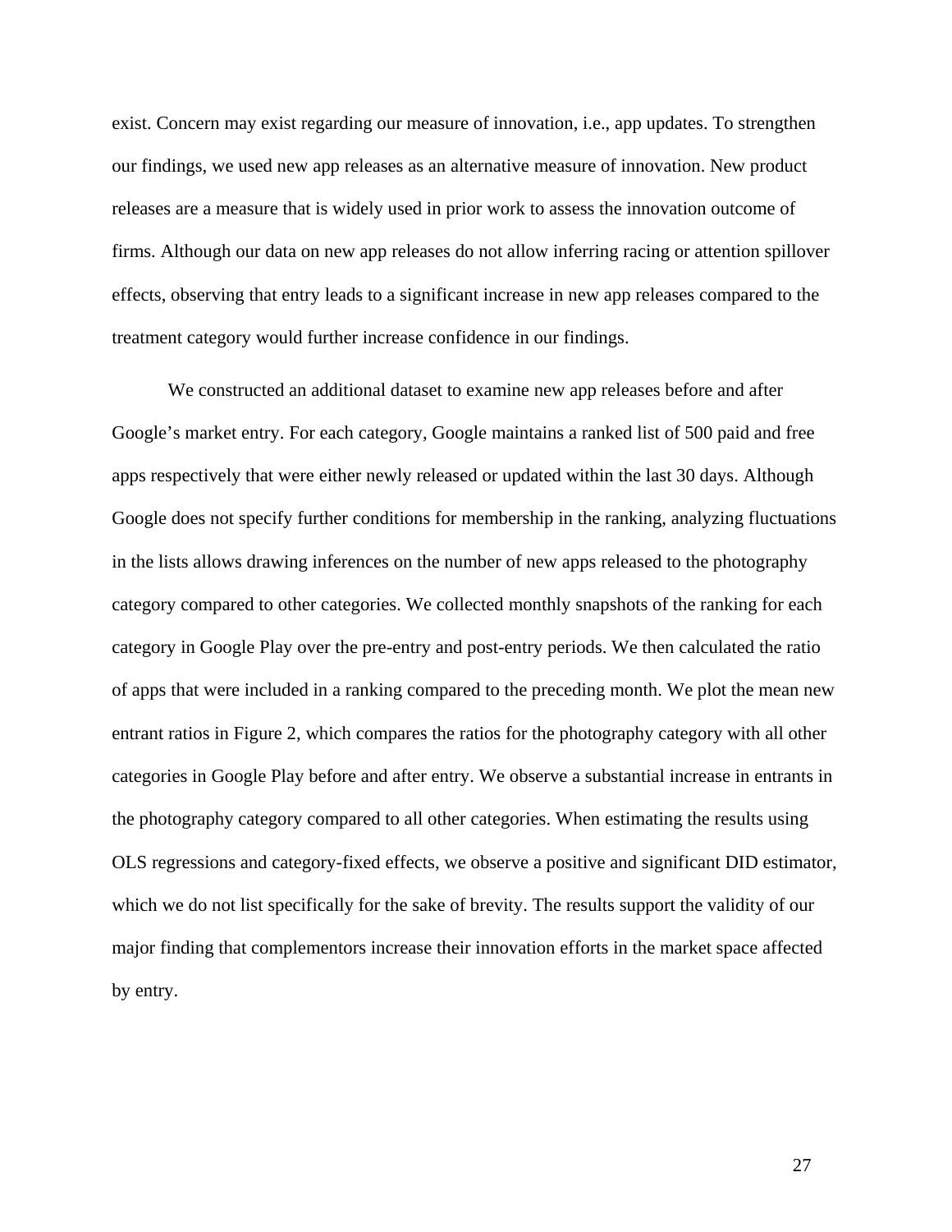exist. Concern may exist regarding our measure of innovation, i.e., app updates. To strengthen our findings, we used new app releases as an alternative measure of innovation. New product releases are a measure that is widely used in prior work to assess the innovation outcome of firms. Although our data on new app releases do not allow inferring racing or attention spillover effects, observing that entry leads to a significant increase in new app releases compared to the treatment category would further increase confidence in our findings.

We constructed an additional dataset to examine new app releases before and after Google's market entry. For each category, Google maintains a ranked list of 500 paid and free apps respectively that were either newly released or updated within the last 30 days. Although Google does not specify further conditions for membership in the ranking, analyzing fluctuations in the lists allows drawing inferences on the number of new apps released to the photography category compared to other categories. We collected monthly snapshots of the ranking for each category in Google Play over the pre-entry and post-entry periods. We then calculated the ratio of apps that were included in a ranking compared to the preceding month. We plot the mean new entrant ratios in Figure 2, which compares the ratios for the photography category with all other categories in Google Play before and after entry. We observe a substantial increase in entrants in the photography category compared to all other categories. When estimating the results using OLS regressions and category-fixed effects, we observe a positive and significant DID estimator, which we do not list specifically for the sake of brevity. The results support the validity of our major finding that complementors increase their innovation efforts in the market space affected by entry.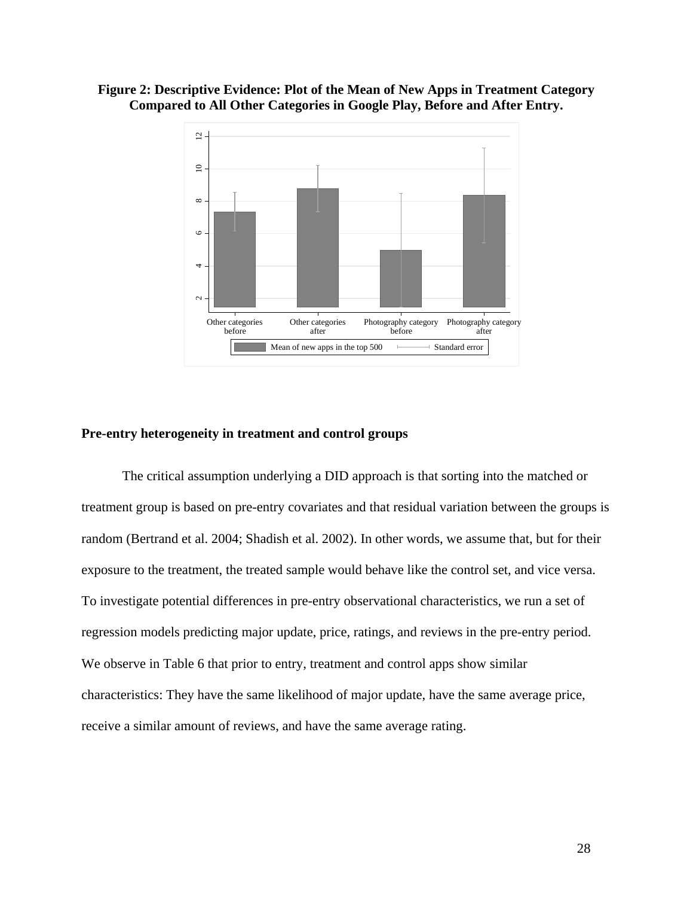**Figure 2: Descriptive Evidence: Plot of the Mean of New Apps in Treatment Category Compared to All Other Categories in Google Play, Before and After Entry.**

## Pre-entry heterogeneity in treatment and control groups

The critical assumption underlying a DID approach is that sorting into the matched or treatment group is based on pre-entry covariates and that residual variation between the groups is random (Bertrand et al. 2004; Shadish et al. 2002). In other words, we assume that, but for their exposure to the treatment, the treated sample would behave like the control set, and vice versa. To investigate potential differences in pre-entry observational characteristics, we run a set of regression models predicting major update, price, ratings, and reviews in the pre-entry period. We observe in Table 6 that prior to entry, treatment and control apps show similar characteristics: They have the same likelihood of major update, have the same average price, receive a similar amount of reviews, and have the same average rating.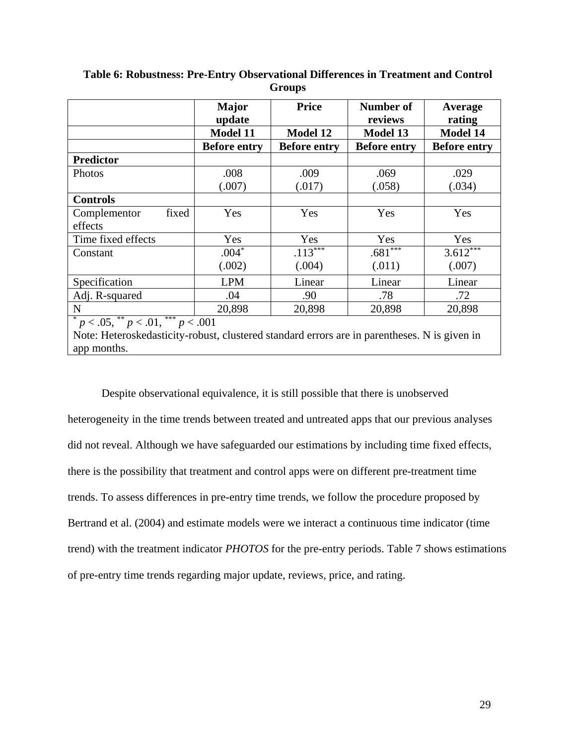**Table 6: Robustness: Pre-Entry Observational Differences in Treatment and Control Groups**

| | Major update | Price | Number of reviews | Average rating |
|---|---|---|---|---|
| | **Model 11** | **Model 12** | **Model 13** | **Model 14** |
| | **Before entry** | **Before entry** | **Before entry** | **Before entry** |
| **Predictor** | | | | |
| Photos | .008<br>(.007) | .009<br>(.017) | .069<br>(.058) | .029<br>(.034) |
| **Controls** | | | | |
| Complementor fixed effects | Yes | Yes | Yes | Yes |
| Time fixed effects | Yes | Yes | Yes | Yes |
| Constant | .004*<br>(.002) | .113***<br>(.004) | .681***<br>(.011) | 3.612***<br>(.007) |
| Specification | LPM | Linear | Linear | Linear |
| Adj. R-squared | .04 | .90 | .78 | .72 |
| N | 20,898 | 20,898 | 20,898 | 20,898 |

\* $p < .05$, \*\* $p < .01$, \*\*\* $p < .001$

Note: Heteroskedasticity-robust, clustered standard errors are in parentheses. N is given in app months.

Despite observational equivalence, it is still possible that there is unobserved heterogeneity in the time trends between treated and untreated apps that our previous analyses did not reveal. Although we have safeguarded our estimations by including time fixed effects, there is the possibility that treatment and control apps were on different pre-treatment time trends. To assess differences in pre-entry time trends, we follow the procedure proposed by Bertrand et al. (2004) and estimate models were we interact a continuous time indicator (time trend) with the treatment indicator *PHOTOS* for the pre-entry periods. Table 7 shows estimations of pre-entry time trends regarding major update, reviews, price, and rating.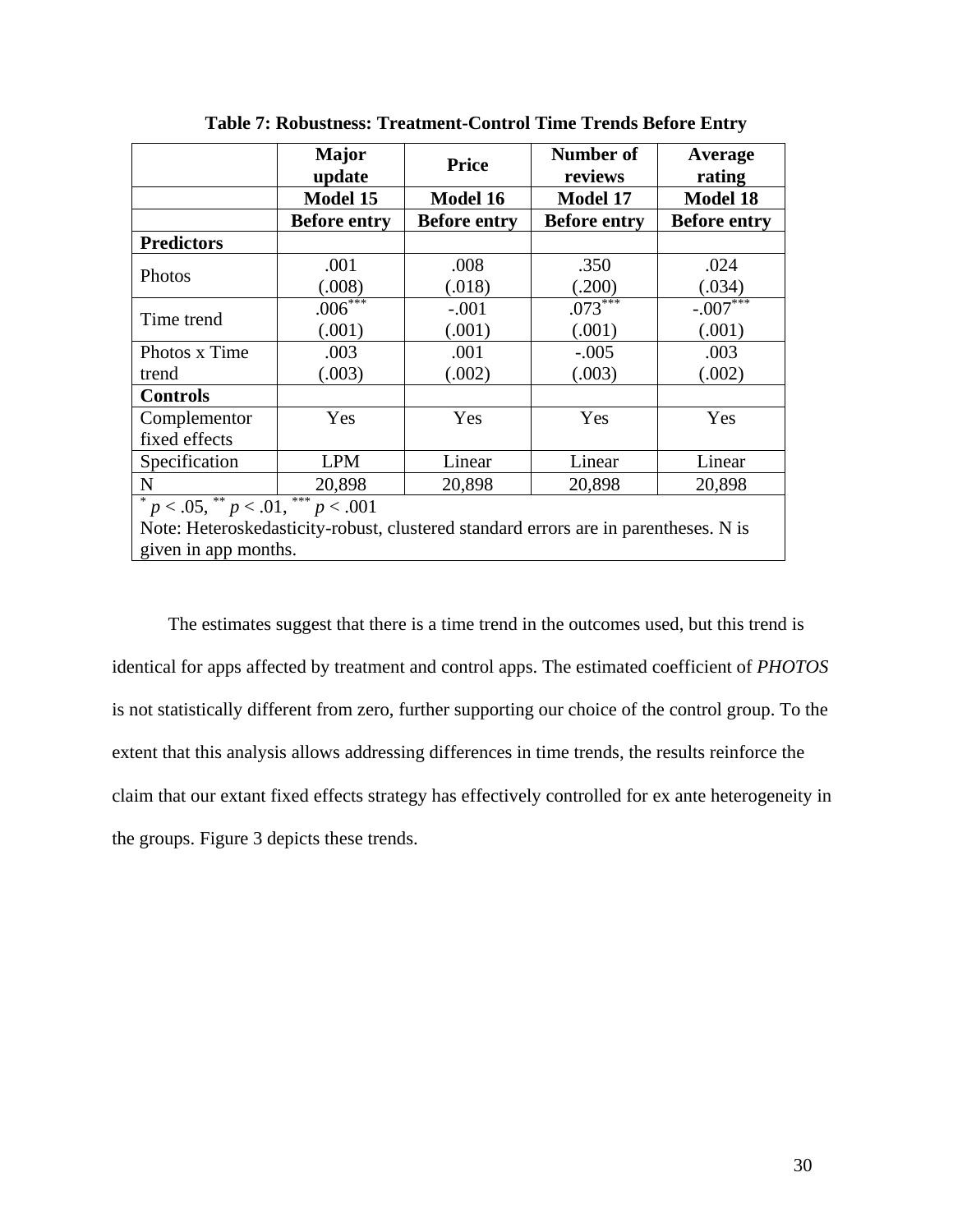**Table 7: Robustness: Treatment-Control Time Trends Before Entry**

| | Major update | Price | Number of reviews | Average rating |
|---|---|---|---|---|
| | **Model 15** | **Model 16** | **Model 17** | **Model 18** |
| | **Before entry** | **Before entry** | **Before entry** | **Before entry** |
| **Predictors** | | | | |
| Photos | .001 (.008) | .008 (.018) | .350 (.200) | .024 (.034) |
| Time trend | .006*** (.001) | -.001 (.001) | .073*** (.001) | -.007*** (.001) |
| Photos x Time trend | .003 (.003) | .001 (.002) | -.005 (.003) | .003 (.002) |
| **Controls** | | | | |
| Complementor fixed effects | Yes | Yes | Yes | Yes |
| Specification | LPM | Linear | Linear | Linear |
| N | 20,898 | 20,898 | 20,898 | 20,898 |

* $p < .05$, ** $p < .01$, *** $p < .001$

Note: Heteroskedasticity-robust, clustered standard errors are in parentheses. N is given in app months.

The estimates suggest that there is a time trend in the outcomes used, but this trend is identical for apps affected by treatment and control apps. The estimated coefficient of *PHOTOS* is not statistically different from zero, further supporting our choice of the control group. To the extent that this analysis allows addressing differences in time trends, the results reinforce the claim that our extant fixed effects strategy has effectively controlled for ex ante heterogeneity in the groups. Figure 3 depicts these trends.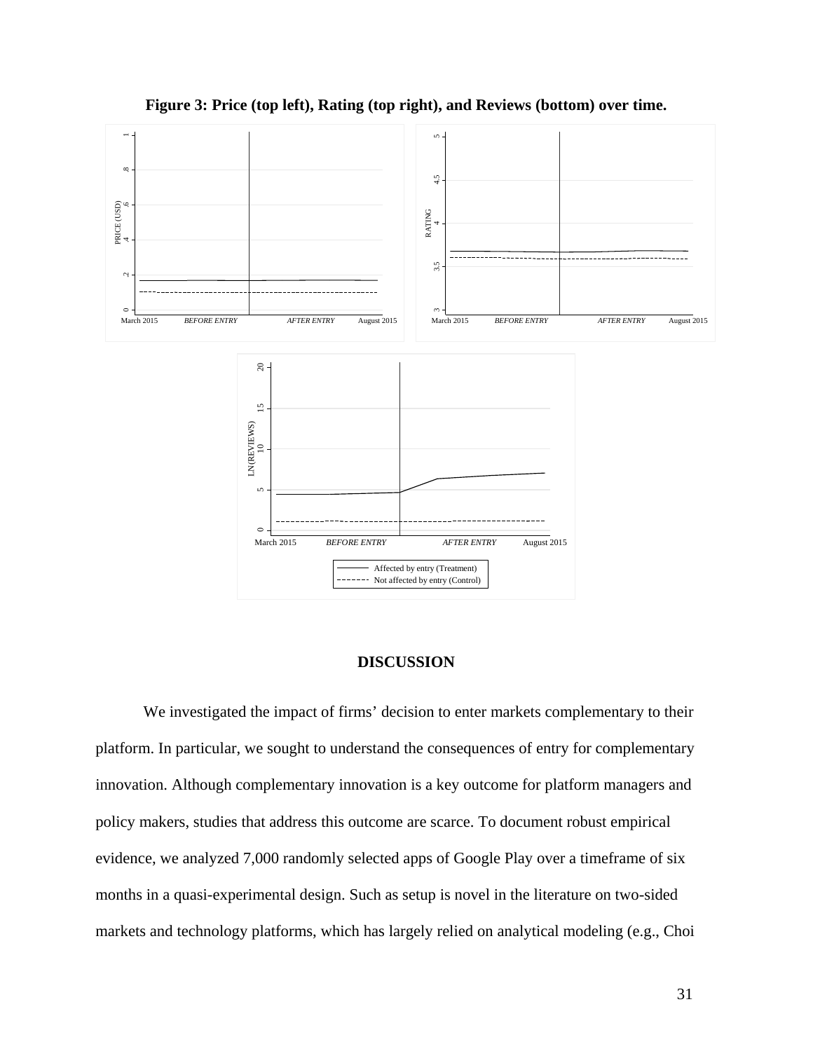**Figure 3: Price (top left), Rating (top right), and Reviews (bottom) over time.**

## DISCUSSION

We investigated the impact of firms' decision to enter markets complementary to their platform. In particular, we sought to understand the consequences of entry for complementary innovation. Although complementary innovation is a key outcome for platform managers and policy makers, studies that address this outcome are scarce. To document robust empirical evidence, we analyzed 7,000 randomly selected apps of Google Play over a timeframe of six months in a quasi-experimental design. Such as setup is novel in the literature on two-sided markets and technology platforms, which has largely relied on analytical modeling (e.g., Choi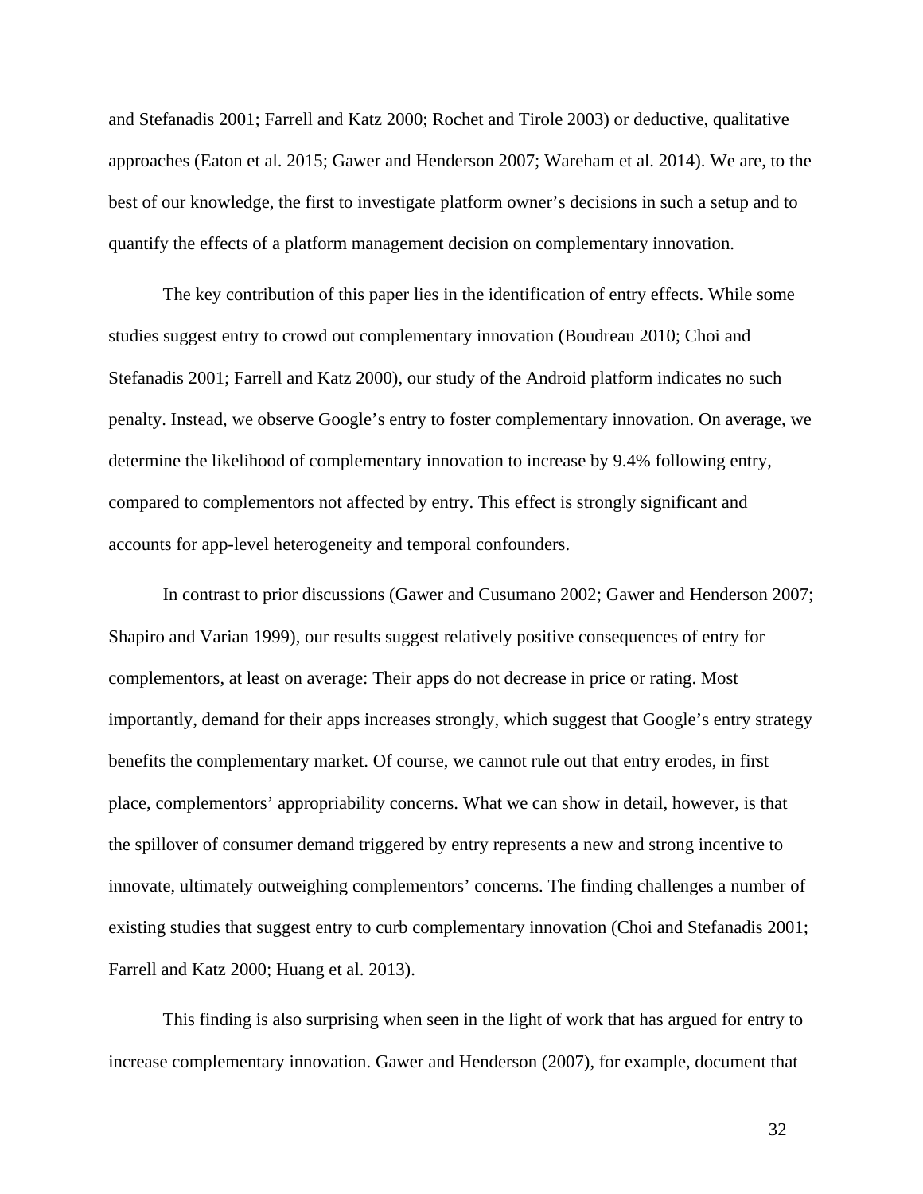and Stefanadis 2001; Farrell and Katz 2000; Rochet and Tirole 2003) or deductive, qualitative approaches (Eaton et al. 2015; Gawer and Henderson 2007; Wareham et al. 2014). We are, to the best of our knowledge, the first to investigate platform owner's decisions in such a setup and to quantify the effects of a platform management decision on complementary innovation.

The key contribution of this paper lies in the identification of entry effects. While some studies suggest entry to crowd out complementary innovation (Boudreau 2010; Choi and Stefanadis 2001; Farrell and Katz 2000), our study of the Android platform indicates no such penalty. Instead, we observe Google's entry to foster complementary innovation. On average, we determine the likelihood of complementary innovation to increase by 9.4% following entry, compared to complementors not affected by entry. This effect is strongly significant and accounts for app-level heterogeneity and temporal confounders.

In contrast to prior discussions (Gawer and Cusumano 2002; Gawer and Henderson 2007; Shapiro and Varian 1999), our results suggest relatively positive consequences of entry for complementors, at least on average: Their apps do not decrease in price or rating. Most importantly, demand for their apps increases strongly, which suggest that Google's entry strategy benefits the complementary market. Of course, we cannot rule out that entry erodes, in first place, complementors' appropriability concerns. What we can show in detail, however, is that the spillover of consumer demand triggered by entry represents a new and strong incentive to innovate, ultimately outweighing complementors' concerns. The finding challenges a number of existing studies that suggest entry to curb complementary innovation (Choi and Stefanadis 2001; Farrell and Katz 2000; Huang et al. 2013).

This finding is also surprising when seen in the light of work that has argued for entry to increase complementary innovation. Gawer and Henderson (2007), for example, document that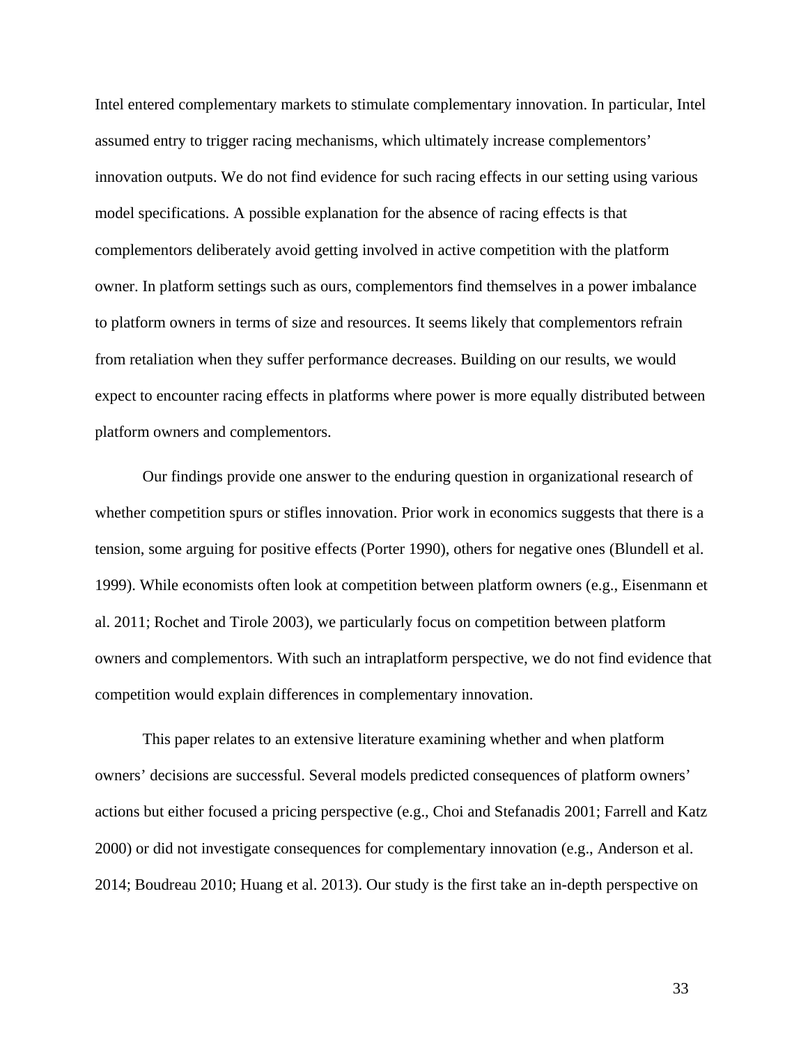Intel entered complementary markets to stimulate complementary innovation. In particular, Intel assumed entry to trigger racing mechanisms, which ultimately increase complementors' innovation outputs. We do not find evidence for such racing effects in our setting using various model specifications. A possible explanation for the absence of racing effects is that complementors deliberately avoid getting involved in active competition with the platform owner. In platform settings such as ours, complementors find themselves in a power imbalance to platform owners in terms of size and resources. It seems likely that complementors refrain from retaliation when they suffer performance decreases. Building on our results, we would expect to encounter racing effects in platforms where power is more equally distributed between platform owners and complementors.

Our findings provide one answer to the enduring question in organizational research of whether competition spurs or stifles innovation. Prior work in economics suggests that there is a tension, some arguing for positive effects (Porter 1990), others for negative ones (Blundell et al. 1999). While economists often look at competition between platform owners (e.g., Eisenmann et al. 2011; Rochet and Tirole 2003), we particularly focus on competition between platform owners and complementors. With such an intraplatform perspective, we do not find evidence that competition would explain differences in complementary innovation.

This paper relates to an extensive literature examining whether and when platform owners' decisions are successful. Several models predicted consequences of platform owners' actions but either focused a pricing perspective (e.g., Choi and Stefanadis 2001; Farrell and Katz 2000) or did not investigate consequences for complementary innovation (e.g., Anderson et al. 2014; Boudreau 2010; Huang et al. 2013). Our study is the first take an in-depth perspective on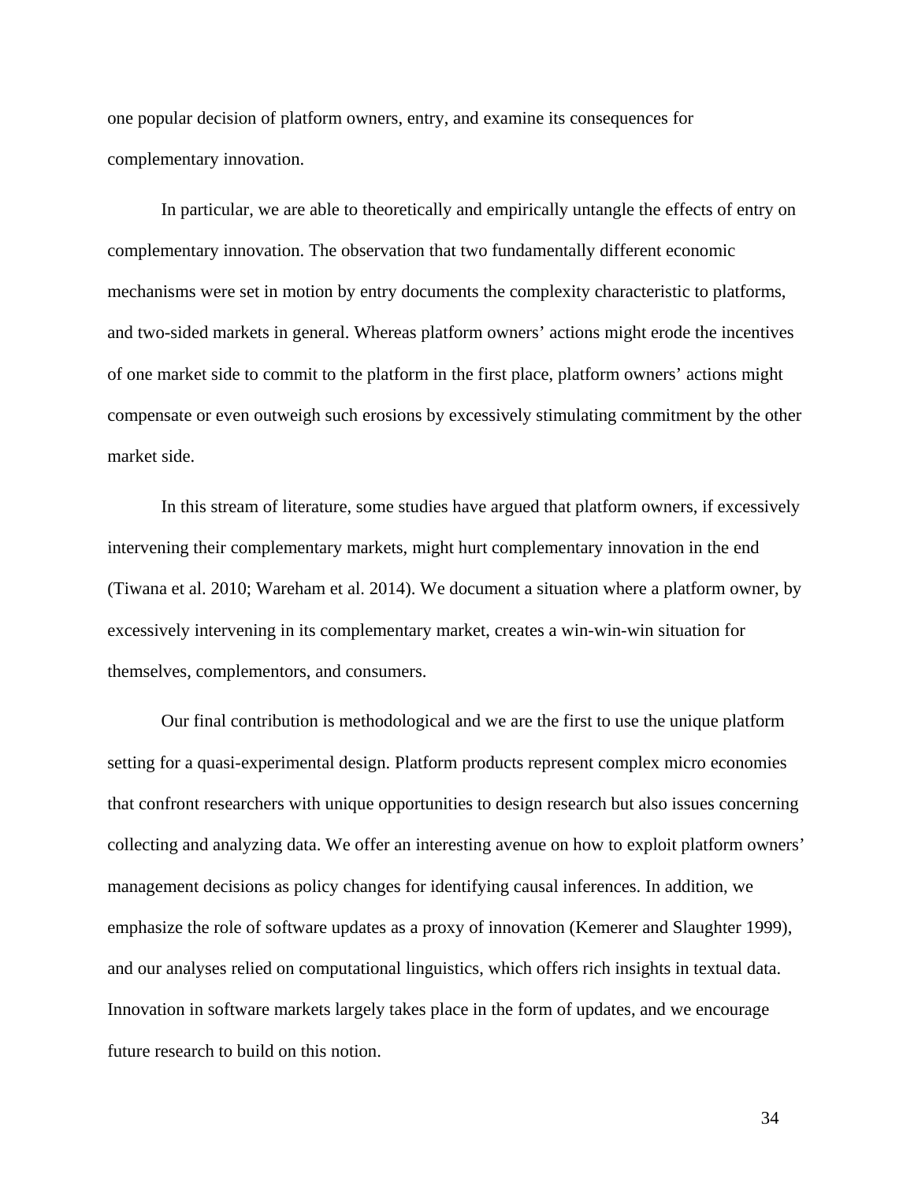one popular decision of platform owners, entry, and examine its consequences for complementary innovation.

In particular, we are able to theoretically and empirically untangle the effects of entry on complementary innovation. The observation that two fundamentally different economic mechanisms were set in motion by entry documents the complexity characteristic to platforms, and two-sided markets in general. Whereas platform owners' actions might erode the incentives of one market side to commit to the platform in the first place, platform owners' actions might compensate or even outweigh such erosions by excessively stimulating commitment by the other market side.

In this stream of literature, some studies have argued that platform owners, if excessively intervening their complementary markets, might hurt complementary innovation in the end (Tiwana et al. 2010; Wareham et al. 2014). We document a situation where a platform owner, by excessively intervening in its complementary market, creates a win-win-win situation for themselves, complementors, and consumers.

Our final contribution is methodological and we are the first to use the unique platform setting for a quasi-experimental design. Platform products represent complex micro economies that confront researchers with unique opportunities to design research but also issues concerning collecting and analyzing data. We offer an interesting avenue on how to exploit platform owners' management decisions as policy changes for identifying causal inferences. In addition, we emphasize the role of software updates as a proxy of innovation (Kemerer and Slaughter 1999), and our analyses relied on computational linguistics, which offers rich insights in textual data. Innovation in software markets largely takes place in the form of updates, and we encourage future research to build on this notion.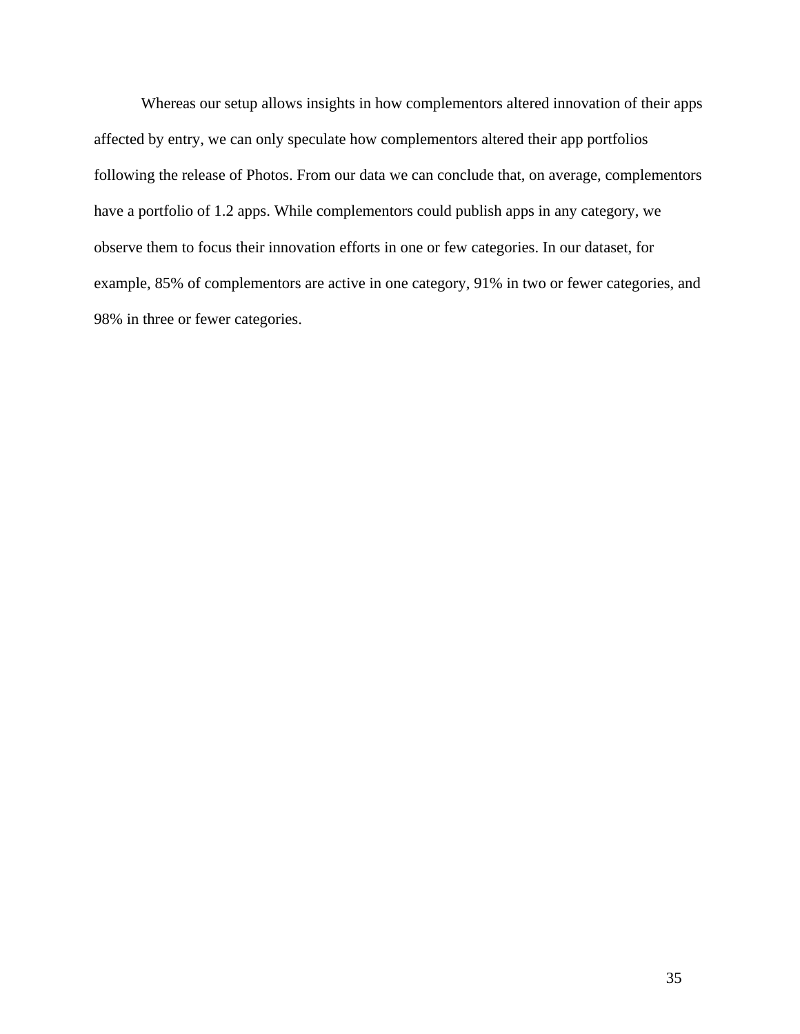Whereas our setup allows insights in how complementors altered innovation of their apps affected by entry, we can only speculate how complementors altered their app portfolios following the release of Photos. From our data we can conclude that, on average, complementors have a portfolio of 1.2 apps. While complementors could publish apps in any category, we observe them to focus their innovation efforts in one or few categories. In our dataset, for example, 85% of complementors are active in one category, 91% in two or fewer categories, and 98% in three or fewer categories.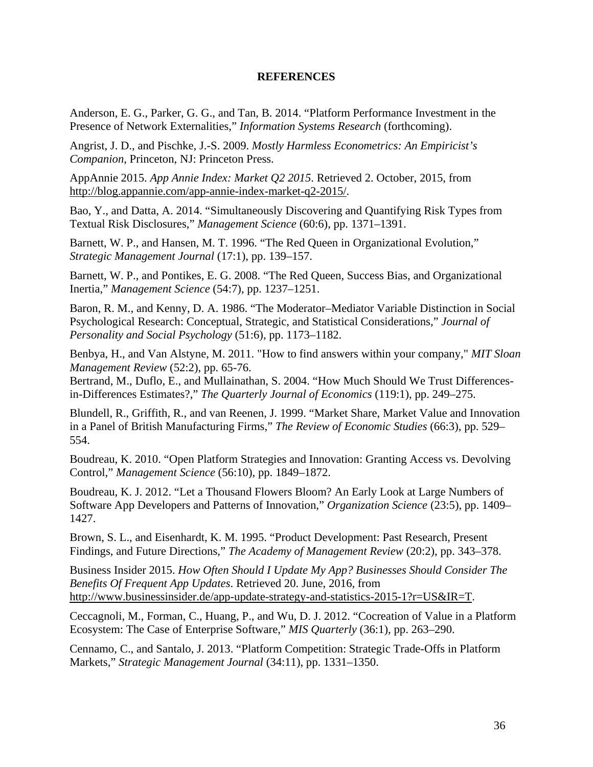**REFERENCES**

Anderson, E. G., Parker, G. G., and Tan, B. 2014. "Platform Performance Investment in the Presence of Network Externalities," *Information Systems Research* (forthcoming).

Angrist, J. D., and Pischke, J.-S. 2009. *Mostly Harmless Econometrics: An Empiricist's Companion*, Princeton, NJ: Princeton Press.

AppAnnie 2015. *App Annie Index: Market Q2 2015*. Retrieved 2. October, 2015, from http://blog.appannie.com/app-annie-index-market-q2-2015/.

Bao, Y., and Datta, A. 2014. "Simultaneously Discovering and Quantifying Risk Types from Textual Risk Disclosures," *Management Science* (60:6), pp. 1371–1391.

Barnett, W. P., and Hansen, M. T. 1996. "The Red Queen in Organizational Evolution," *Strategic Management Journal* (17:1), pp. 139–157.

Barnett, W. P., and Pontikes, E. G. 2008. "The Red Queen, Success Bias, and Organizational Inertia," *Management Science* (54:7), pp. 1237–1251.

Baron, R. M., and Kenny, D. A. 1986. "The Moderator–Mediator Variable Distinction in Social Psychological Research: Conceptual, Strategic, and Statistical Considerations," *Journal of Personality and Social Psychology* (51:6), pp. 1173–1182.

Benbya, H., and Van Alstyne, M. 2011. "How to find answers within your company," *MIT Sloan Management Review* (52:2), pp. 65-76.

Bertrand, M., Duflo, E., and Mullainathan, S. 2004. "How Much Should We Trust Differences-in-Differences Estimates?," *The Quarterly Journal of Economics* (119:1), pp. 249–275.

Blundell, R., Griffith, R., and van Reenen, J. 1999. "Market Share, Market Value and Innovation in a Panel of British Manufacturing Firms," *The Review of Economic Studies* (66:3), pp. 529–554.

Boudreau, K. 2010. "Open Platform Strategies and Innovation: Granting Access vs. Devolving Control," *Management Science* (56:10), pp. 1849–1872.

Boudreau, K. J. 2012. "Let a Thousand Flowers Bloom? An Early Look at Large Numbers of Software App Developers and Patterns of Innovation," *Organization Science* (23:5), pp. 1409–1427.

Brown, S. L., and Eisenhardt, K. M. 1995. "Product Development: Past Research, Present Findings, and Future Directions," *The Academy of Management Review* (20:2), pp. 343–378.

Business Insider 2015. *How Often Should I Update My App? Businesses Should Consider The Benefits Of Frequent App Updates*. Retrieved 20. June, 2016, from http://www.businessinsider.de/app-update-strategy-and-statistics-2015-1?r=US&IR=T.

Ceccagnoli, M., Forman, C., Huang, P., and Wu, D. J. 2012. "Cocreation of Value in a Platform Ecosystem: The Case of Enterprise Software," *MIS Quarterly* (36:1), pp. 263–290.

Cennamo, C., and Santalo, J. 2013. "Platform Competition: Strategic Trade-Offs in Platform Markets," *Strategic Management Journal* (34:11), pp. 1331–1350.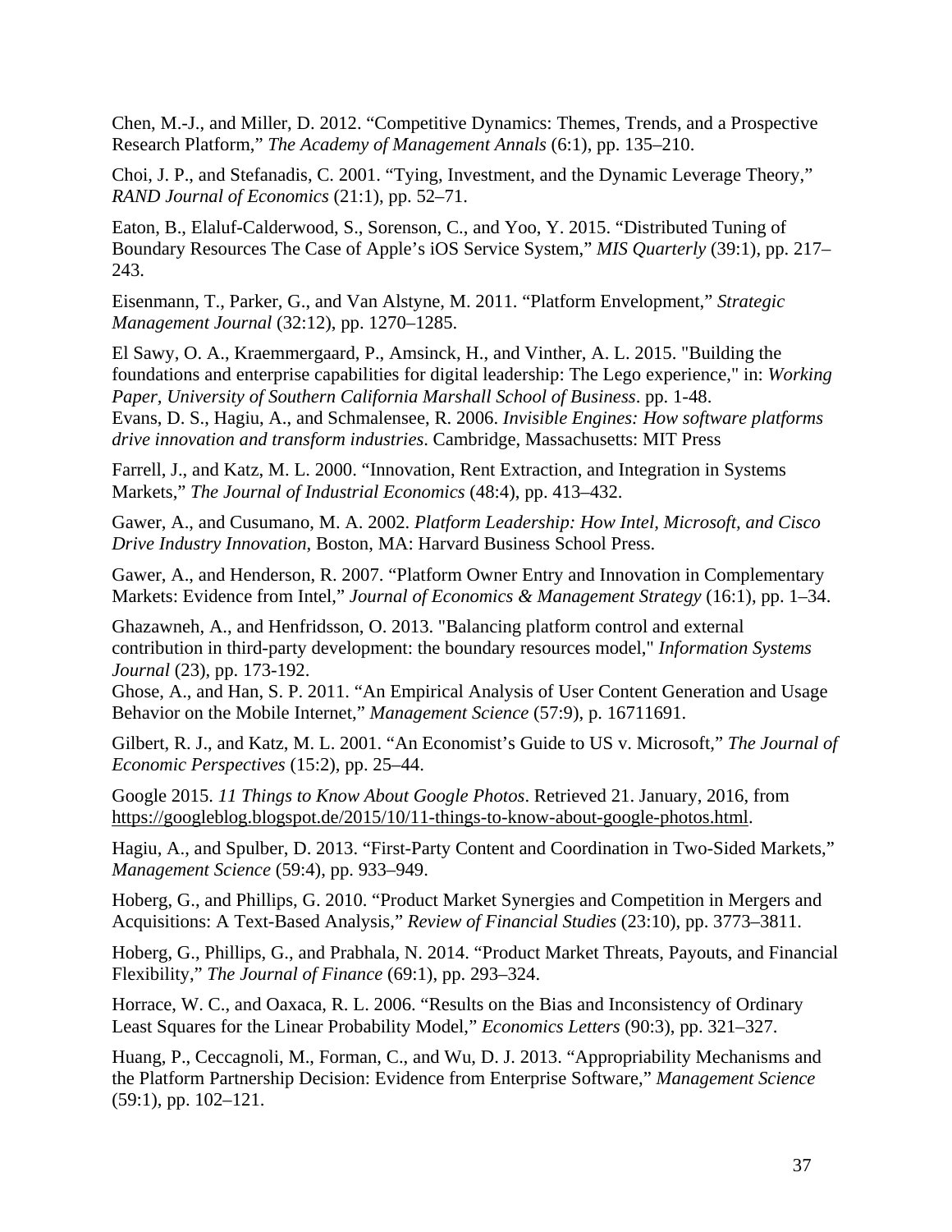Chen, M.-J., and Miller, D. 2012. “Competitive Dynamics: Themes, Trends, and a Prospective Research Platform,” *The Academy of Management Annals* (6:1), pp. 135–210.

Choi, J. P., and Stefanadis, C. 2001. “Tying, Investment, and the Dynamic Leverage Theory,” *RAND Journal of Economics* (21:1), pp. 52–71.

Eaton, B., Elaluf-Calderwood, S., Sorenson, C., and Yoo, Y. 2015. “Distributed Tuning of Boundary Resources The Case of Apple’s iOS Service System,” *MIS Quarterly* (39:1), pp. 217–243.

Eisenmann, T., Parker, G., and Van Alstyne, M. 2011. “Platform Envelopment,” *Strategic Management Journal* (32:12), pp. 1270–1285.

El Sawy, O. A., Kraemmergaard, P., Amsinck, H., and Vinther, A. L. 2015. "Building the foundations and enterprise capabilities for digital leadership: The Lego experience," in: *Working Paper, University of Southern California Marshall School of Business*. pp. 1-48.

Evans, D. S., Hagiu, A., and Schmalensee, R. 2006. *Invisible Engines: How software platforms drive innovation and transform industries*. Cambridge, Massachusetts: MIT Press

Farrell, J., and Katz, M. L. 2000. “Innovation, Rent Extraction, and Integration in Systems Markets,” *The Journal of Industrial Economics* (48:4), pp. 413–432.

Gawer, A., and Cusumano, M. A. 2002. *Platform Leadership: How Intel, Microsoft, and Cisco Drive Industry Innovation*, Boston, MA: Harvard Business School Press.

Gawer, A., and Henderson, R. 2007. “Platform Owner Entry and Innovation in Complementary Markets: Evidence from Intel,” *Journal of Economics & Management Strategy* (16:1), pp. 1–34.

Ghazawneh, A., and Henfridsson, O. 2013. "Balancing platform control and external contribution in third-party development: the boundary resources model," *Information Systems Journal* (23), pp. 173-192.

Ghose, A., and Han, S. P. 2011. “An Empirical Analysis of User Content Generation and Usage Behavior on the Mobile Internet,” *Management Science* (57:9), p. 16711691.

Gilbert, R. J., and Katz, M. L. 2001. “An Economist’s Guide to US v. Microsoft,” *The Journal of Economic Perspectives* (15:2), pp. 25–44.

Google 2015. *11 Things to Know About Google Photos*. Retrieved 21. January, 2016, from https://googleblog.blogspot.de/2015/10/11-things-to-know-about-google-photos.html.

Hagiu, A., and Spulber, D. 2013. “First-Party Content and Coordination in Two-Sided Markets,” *Management Science* (59:4), pp. 933–949.

Hoberg, G., and Phillips, G. 2010. “Product Market Synergies and Competition in Mergers and Acquisitions: A Text-Based Analysis,” *Review of Financial Studies* (23:10), pp. 3773–3811.

Hoberg, G., Phillips, G., and Prabhala, N. 2014. “Product Market Threats, Payouts, and Financial Flexibility,” *The Journal of Finance* (69:1), pp. 293–324.

Horrace, W. C., and Oaxaca, R. L. 2006. “Results on the Bias and Inconsistency of Ordinary Least Squares for the Linear Probability Model,” *Economics Letters* (90:3), pp. 321–327.

Huang, P., Ceccagnoli, M., Forman, C., and Wu, D. J. 2013. “Appropriability Mechanisms and the Platform Partnership Decision: Evidence from Enterprise Software,” *Management Science* (59:1), pp. 102–121.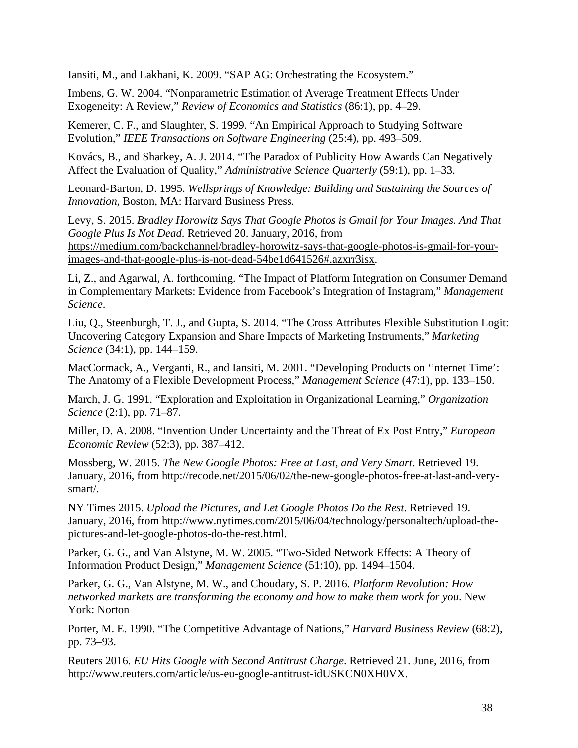Iansiti, M., and Lakhani, K. 2009. “SAP AG: Orchestrating the Ecosystem.”

Imbens, G. W. 2004. “Nonparametric Estimation of Average Treatment Effects Under Exogeneity: A Review,” *Review of Economics and Statistics* (86:1), pp. 4–29.

Kemerer, C. F., and Slaughter, S. 1999. “An Empirical Approach to Studying Software Evolution,” *IEEE Transactions on Software Engineering* (25:4), pp. 493–509.

Kovács, B., and Sharkey, A. J. 2014. “The Paradox of Publicity How Awards Can Negatively Affect the Evaluation of Quality,” *Administrative Science Quarterly* (59:1), pp. 1–33.

Leonard-Barton, D. 1995. *Wellsprings of Knowledge: Building and Sustaining the Sources of Innovation*, Boston, MA: Harvard Business Press.

Levy, S. 2015. *Bradley Horowitz Says That Google Photos is Gmail for Your Images. And That Google Plus Is Not Dead*. Retrieved 20. January, 2016, from https://medium.com/backchannel/bradley-horowitz-says-that-google-photos-is-gmail-for-your-images-and-that-google-plus-is-not-dead-54be1d641526#.azxrr3isx.

Li, Z., and Agarwal, A. forthcoming. “The Impact of Platform Integration on Consumer Demand in Complementary Markets: Evidence from Facebook’s Integration of Instagram,” *Management Science*.

Liu, Q., Steenburgh, T. J., and Gupta, S. 2014. “The Cross Attributes Flexible Substitution Logit: Uncovering Category Expansion and Share Impacts of Marketing Instruments,” *Marketing Science* (34:1), pp. 144–159.

MacCormack, A., Verganti, R., and Iansiti, M. 2001. “Developing Products on ‘internet Time’: The Anatomy of a Flexible Development Process,” *Management Science* (47:1), pp. 133–150.

March, J. G. 1991. “Exploration and Exploitation in Organizational Learning,” *Organization Science* (2:1), pp. 71–87.

Miller, D. A. 2008. “Invention Under Uncertainty and the Threat of Ex Post Entry,” *European Economic Review* (52:3), pp. 387–412.

Mossberg, W. 2015. *The New Google Photos: Free at Last, and Very Smart*. Retrieved 19. January, 2016, from http://recode.net/2015/06/02/the-new-google-photos-free-at-last-and-very-smart/.

NY Times 2015. *Upload the Pictures, and Let Google Photos Do the Rest*. Retrieved 19. January, 2016, from http://www.nytimes.com/2015/06/04/technology/personaltech/upload-the-pictures-and-let-google-photos-do-the-rest.html.

Parker, G. G., and Van Alstyne, M. W. 2005. “Two-Sided Network Effects: A Theory of Information Product Design,” *Management Science* (51:10), pp. 1494–1504.

Parker, G. G., Van Alstyne, M. W., and Choudary, S. P. 2016. *Platform Revolution: How networked markets are transforming the economy and how to make them work for you*. New York: Norton

Porter, M. E. 1990. “The Competitive Advantage of Nations,” *Harvard Business Review* (68:2), pp. 73–93.

Reuters 2016. *EU Hits Google with Second Antitrust Charge*. Retrieved 21. June, 2016, from http://www.reuters.com/article/us-eu-google-antitrust-idUSKCN0XH0VX.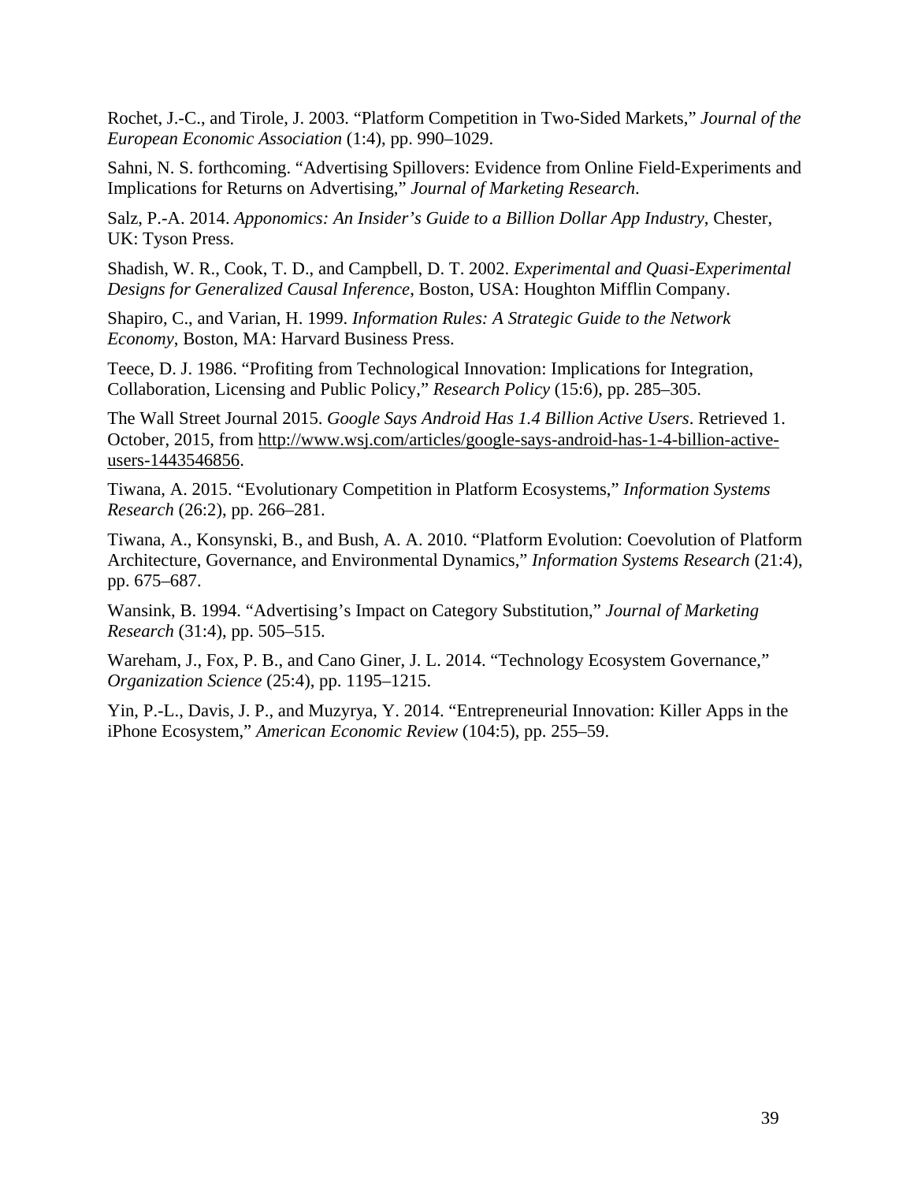Rochet, J.-C., and Tirole, J. 2003. "Platform Competition in Two-Sided Markets," *Journal of the European Economic Association* (1:4), pp. 990–1029.

Sahni, N. S. forthcoming. "Advertising Spillovers: Evidence from Online Field-Experiments and Implications for Returns on Advertising," *Journal of Marketing Research*.

Salz, P.-A. 2014. *Apponomics: An Insider's Guide to a Billion Dollar App Industry*, Chester, UK: Tyson Press.

Shadish, W. R., Cook, T. D., and Campbell, D. T. 2002. *Experimental and Quasi-Experimental Designs for Generalized Causal Inference*, Boston, USA: Houghton Mifflin Company.

Shapiro, C., and Varian, H. 1999. *Information Rules: A Strategic Guide to the Network Economy*, Boston, MA: Harvard Business Press.

Teece, D. J. 1986. "Profiting from Technological Innovation: Implications for Integration, Collaboration, Licensing and Public Policy," *Research Policy* (15:6), pp. 285–305.

The Wall Street Journal 2015. *Google Says Android Has 1.4 Billion Active Users*. Retrieved 1. October, 2015, from http://www.wsj.com/articles/google-says-android-has-1-4-billion-active-users-1443546856.

Tiwana, A. 2015. "Evolutionary Competition in Platform Ecosystems," *Information Systems Research* (26:2), pp. 266–281.

Tiwana, A., Konsynski, B., and Bush, A. A. 2010. "Platform Evolution: Coevolution of Platform Architecture, Governance, and Environmental Dynamics," *Information Systems Research* (21:4), pp. 675–687.

Wansink, B. 1994. "Advertising's Impact on Category Substitution," *Journal of Marketing Research* (31:4), pp. 505–515.

Wareham, J., Fox, P. B., and Cano Giner, J. L. 2014. "Technology Ecosystem Governance," *Organization Science* (25:4), pp. 1195–1215.

Yin, P.-L., Davis, J. P., and Muzyrya, Y. 2014. "Entrepreneurial Innovation: Killer Apps in the iPhone Ecosystem," *American Economic Review* (104:5), pp. 255–59.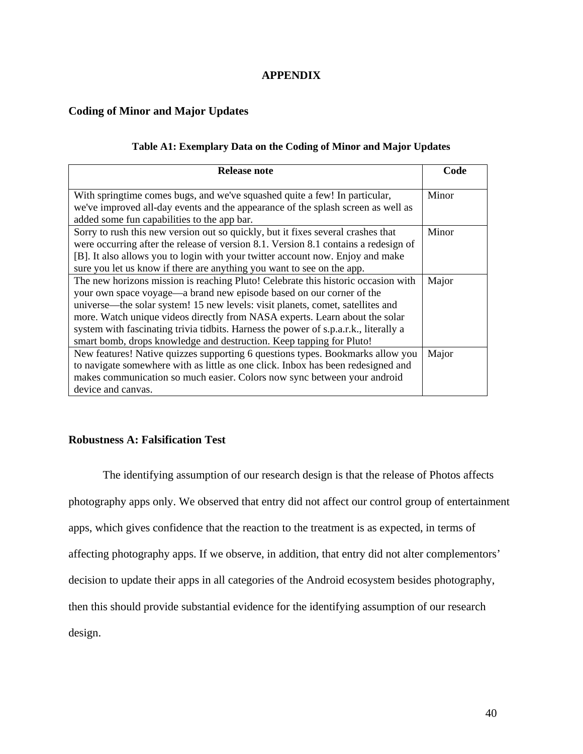# APPENDIX

## Coding of Minor and Major Updates

**Table A1: Exemplary Data on the Coding of Minor and Major Updates**

| Release note | Code |
|---|---|
| With springtime comes bugs, and we've squashed quite a few! In particular, we've improved all-day events and the appearance of the splash screen as well as added some fun capabilities to the app bar. | Minor |
| Sorry to rush this new version out so quickly, but it fixes several crashes that were occurring after the release of version 8.1. Version 8.1 contains a redesign of [B]. It also allows you to login with your twitter account now. Enjoy and make sure you let us know if there are anything you want to see on the app. | Minor |
| The new horizons mission is reaching Pluto! Celebrate this historic occasion with your own space voyage—a brand new episode based on our corner of the universe—the solar system! 15 new levels: visit planets, comet, satellites and more. Watch unique videos directly from NASA experts. Learn about the solar system with fascinating trivia tidbits. Harness the power of s.p.a.r.k., literally a smart bomb, drops knowledge and destruction. Keep tapping for Pluto! | Major |
| New features! Native quizzes supporting 6 questions types. Bookmarks allow you to navigate somewhere with as little as one click. Inbox has been redesigned and makes communication so much easier. Colors now sync between your android device and canvas. | Major |

## Robustness A: Falsification Test

The identifying assumption of our research design is that the release of Photos affects photography apps only. We observed that entry did not affect our control group of entertainment apps, which gives confidence that the reaction to the treatment is as expected, in terms of affecting photography apps. If we observe, in addition, that entry did not alter complementors' decision to update their apps in all categories of the Android ecosystem besides photography, then this should provide substantial evidence for the identifying assumption of our research design.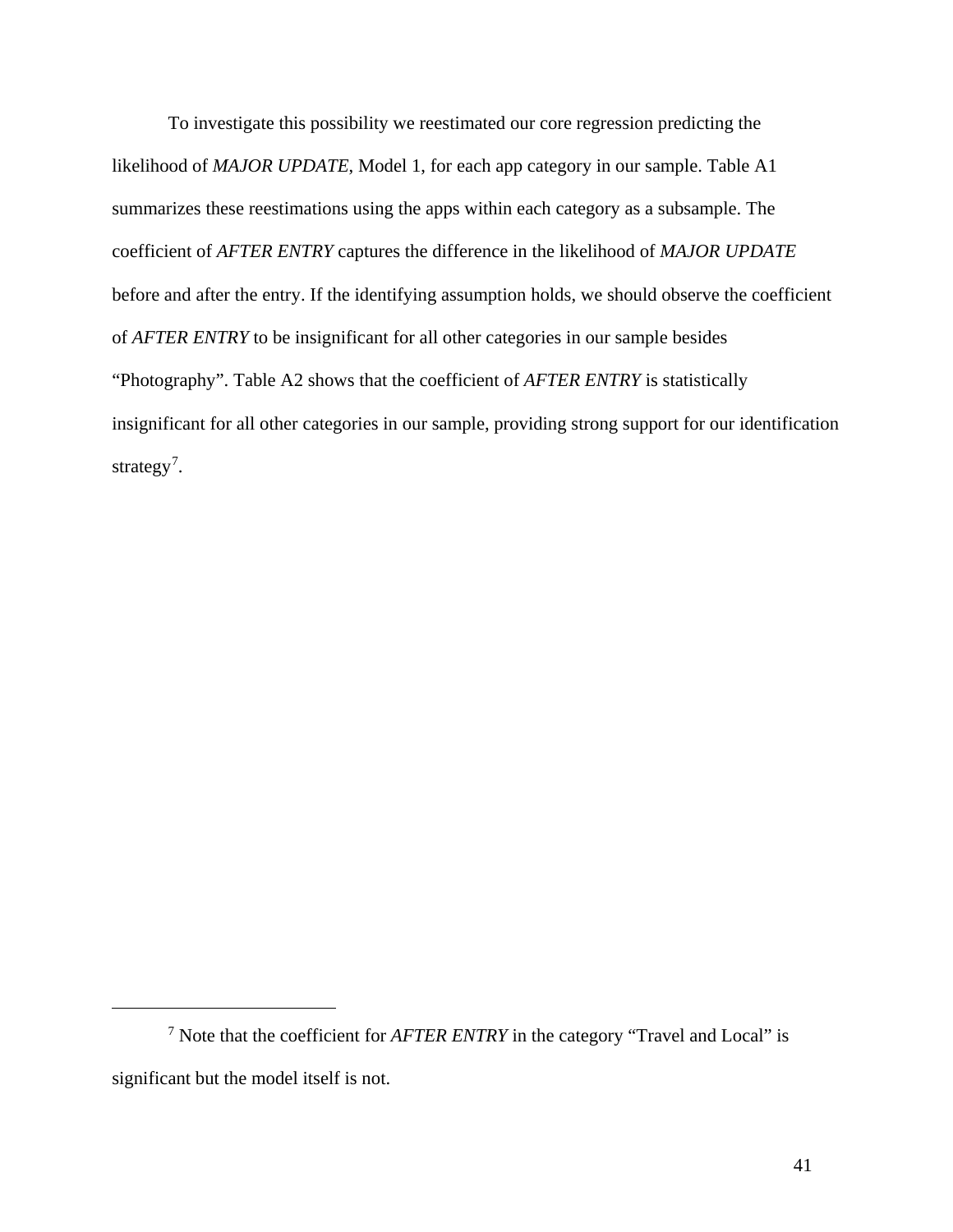To investigate this possibility we reestimated our core regression predicting the likelihood of *MAJOR UPDATE*, Model 1, for each app category in our sample. Table A1 summarizes these reestimations using the apps within each category as a subsample. The coefficient of *AFTER ENTRY* captures the difference in the likelihood of *MAJOR UPDATE* before and after the entry. If the identifying assumption holds, we should observe the coefficient of *AFTER ENTRY* to be insignificant for all other categories in our sample besides "Photography". Table A2 shows that the coefficient of *AFTER ENTRY* is statistically insignificant for all other categories in our sample, providing strong support for our identification strategy[7].

---

[7] Note that the coefficient for *AFTER ENTRY* in the category "Travel and Local" is significant but the model itself is not.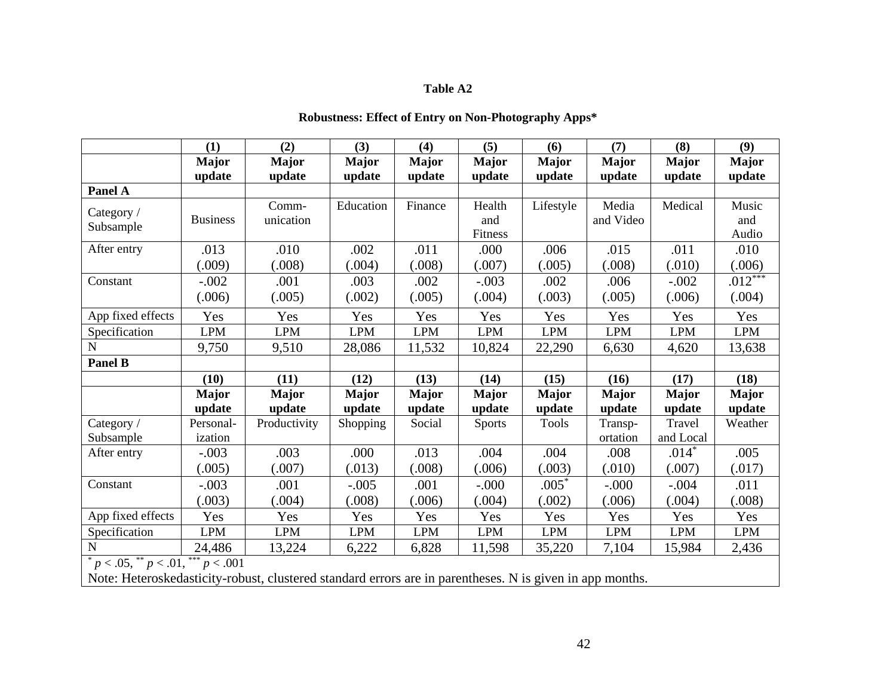**Table A2**

**Robustness: Effect of Entry on Non-Photography Apps***

| | **(1)** | **(2)** | **(3)** | **(4)** | **(5)** | **(6)** | **(7)** | **(8)** | **(9)** |
|---|---|---|---|---|---|---|---|---|---|
| | **Major update** | **Major update** | **Major update** | **Major update** | **Major update** | **Major update** | **Major update** | **Major update** | **Major update** |
| **Panel A** | | | | | | | | | |
| Category / Subsample | Business | Comm-unication | Education | Finance | Health and Fitness | Lifestyle | Media and Video | Medical | Music and Audio |
| After entry | .013<br>(.009) | .010<br>(.008) | .002<br>(.004) | .011<br>(.008) | .000<br>(.007) | .006<br>(.005) | .015<br>(.008) | .011<br>(.010) | .010<br>(.006) |
| Constant | -.002<br>(.006) | .001<br>(.005) | .003<br>(.002) | .002<br>(.005) | -.003<br>(.004) | .002<br>(.003) | .006<br>(.005) | -.002<br>(.006) | $.012^{***}$<br>(.004) |
| App fixed effects | Yes | Yes | Yes | Yes | Yes | Yes | Yes | Yes | Yes |
| Specification | LPM | LPM | LPM | LPM | LPM | LPM | LPM | LPM | LPM |
| N | 9,750 | 9,510 | 28,086 | 11,532 | 10,824 | 22,290 | 6,630 | 4,620 | 13,638 |
| **Panel B** | | | | | | | | | |
| | **(10)** | **(11)** | **(12)** | **(13)** | **(14)** | **(15)** | **(16)** | **(17)** | **(18)** |
| | **Major update** | **Major update** | **Major update** | **Major update** | **Major update** | **Major update** | **Major update** | **Major update** | **Major update** |
| Category / Subsample | Personal-ization | Productivity | Shopping | Social | Sports | Tools | Transp-ortation | Travel and Local | Weather |
| After entry | -.003<br>(.005) | .003<br>(.007) | .000<br>(.013) | .013<br>(.008) | .004<br>(.006) | .004<br>(.003) | .008<br>(.010) | $.014^{*}$<br>(.007) | .005<br>(.017) |
| Constant | -.003<br>(.003) | .001<br>(.004) | -.005<br>(.008) | .001<br>(.006) | -.000<br>(.004) | $.005^{*}$<br>(.002) | -.000<br>(.006) | -.004<br>(.004) | .011<br>(.008) |
| App fixed effects | Yes | Yes | Yes | Yes | Yes | Yes | Yes | Yes | Yes |
| Specification | LPM | LPM | LPM | LPM | LPM | LPM | LPM | LPM | LPM |
| N | 24,486 | 13,224 | 6,222 | 6,828 | 11,598 | 35,220 | 7,104 | 15,984 | 2,436 |

$^{*}$ $p < .05$, $^{**}$ $p < .01$, $^{***}$ $p < .001$

Note: Heteroskedasticity-robust, clustered standard errors are in parentheses. N is given in app months.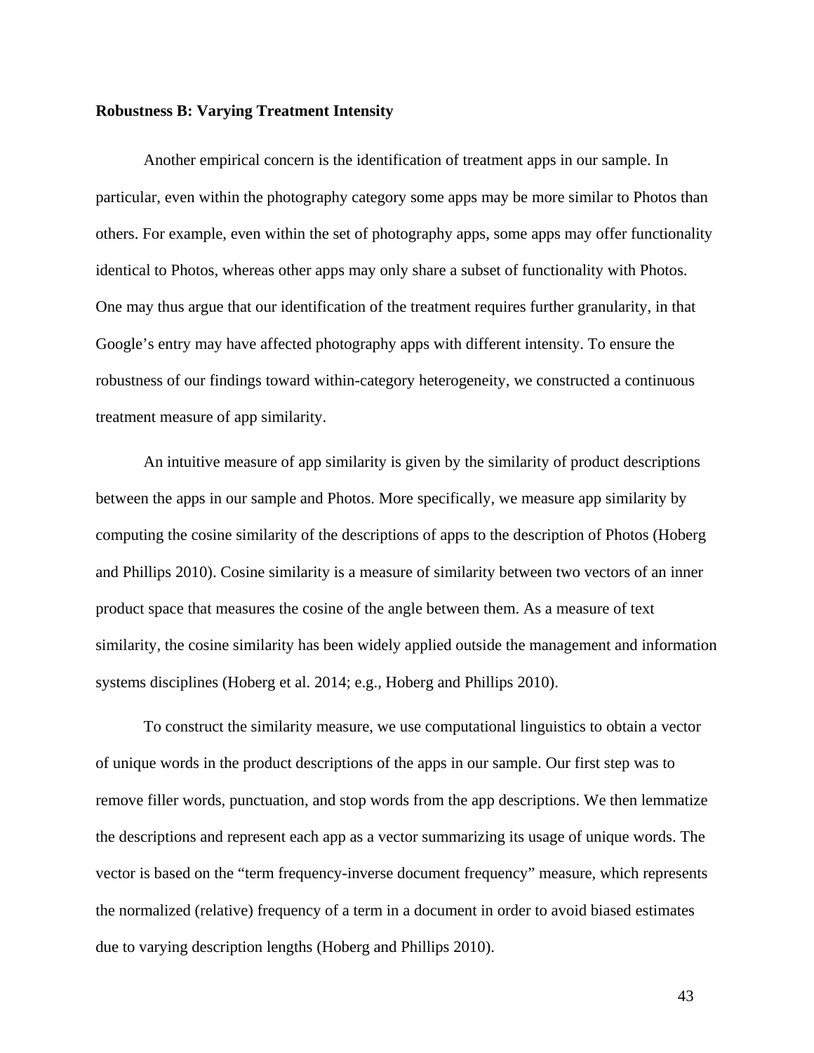**Robustness B: Varying Treatment Intensity**

Another empirical concern is the identification of treatment apps in our sample. In particular, even within the photography category some apps may be more similar to Photos than others. For example, even within the set of photography apps, some apps may offer functionality identical to Photos, whereas other apps may only share a subset of functionality with Photos. One may thus argue that our identification of the treatment requires further granularity, in that Google's entry may have affected photography apps with different intensity. To ensure the robustness of our findings toward within-category heterogeneity, we constructed a continuous treatment measure of app similarity.

An intuitive measure of app similarity is given by the similarity of product descriptions between the apps in our sample and Photos. More specifically, we measure app similarity by computing the cosine similarity of the descriptions of apps to the description of Photos (Hoberg and Phillips 2010). Cosine similarity is a measure of similarity between two vectors of an inner product space that measures the cosine of the angle between them. As a measure of text similarity, the cosine similarity has been widely applied outside the management and information systems disciplines (Hoberg et al. 2014; e.g., Hoberg and Phillips 2010).

To construct the similarity measure, we use computational linguistics to obtain a vector of unique words in the product descriptions of the apps in our sample. Our first step was to remove filler words, punctuation, and stop words from the app descriptions. We then lemmatize the descriptions and represent each app as a vector summarizing its usage of unique words. The vector is based on the "term frequency-inverse document frequency" measure, which represents the normalized (relative) frequency of a term in a document in order to avoid biased estimates due to varying description lengths (Hoberg and Phillips 2010).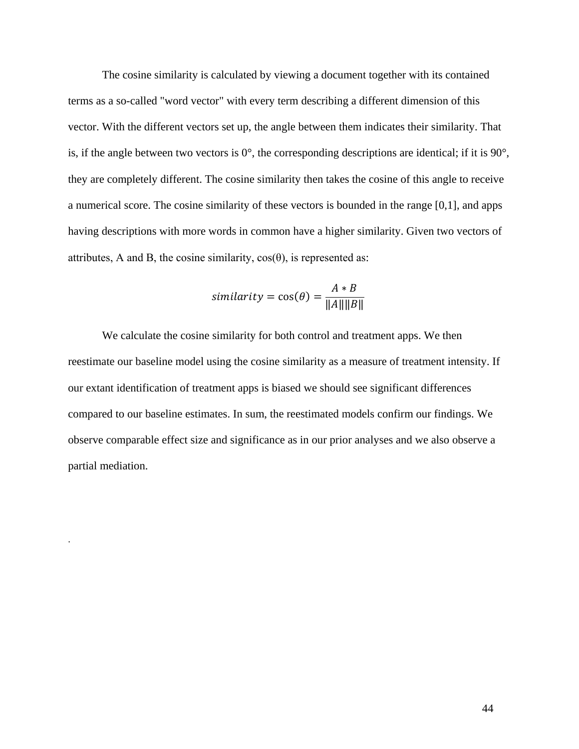The cosine similarity is calculated by viewing a document together with its contained terms as a so-called "word vector" with every term describing a different dimension of this vector. With the different vectors set up, the angle between them indicates their similarity. That is, if the angle between two vectors is 0°, the corresponding descriptions are identical; if it is 90°, they are completely different. The cosine similarity then takes the cosine of this angle to receive a numerical score. The cosine similarity of these vectors is bounded in the range [0,1], and apps having descriptions with more words in common have a higher similarity. Given two vectors of attributes, A and B, the cosine similarity, cos(θ), is represented as:

$$similarity = \cos(\theta) = \frac{A * B}{\|A\|\|B\|}$$

We calculate the cosine similarity for both control and treatment apps. We then reestimate our baseline model using the cosine similarity as a measure of treatment intensity. If our extant identification of treatment apps is biased we should see significant differences compared to our baseline estimates. In sum, the reestimated models confirm our findings. We observe comparable effect size and significance as in our prior analyses and we also observe a partial mediation.

.